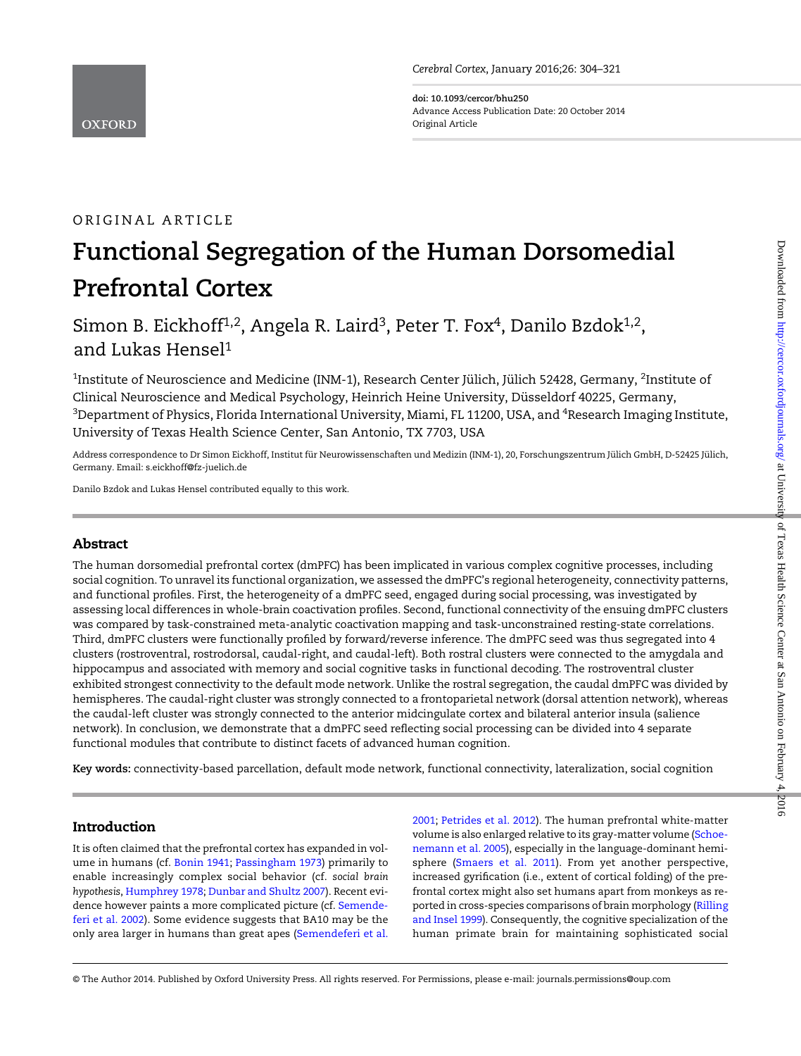ORIGINAL ARTICLE

# Functional Segregation of the Human Dorsomedial Prefrontal Cortex

Simon B. Eickhoff[1,2], Angela R. Laird[3], Peter T. Fox[4], Danilo Bzdok[1,2], and Lukas Hensel[1]

[1]Institute of Neuroscience and Medicine (INM-1), Research Center Jülich, Jülich 52428, Germany, [2]Institute of Clinical Neuroscience and Medical Psychology, Heinrich Heine University, Düsseldorf 40225, Germany, [3]Department of Physics, Florida International University, Miami, FL 11200, USA, and [4]Research Imaging Institute, University of Texas Health Science Center, San Antonio, TX 7703, USA

Address correspondence to Dr Simon Eickhoff, Institut für Neurowissenschaften und Medizin (INM-1), 20, Forschungszentrum Jülich GmbH, D-52425 Jülich, Germany. Email: s.eickhoff@fz-juelich.de

Danilo Bzdok and Lukas Hensel contributed equally to this work.

## Abstract

The human dorsomedial prefrontal cortex (dmPFC) has been implicated in various complex cognitive processes, including social cognition. To unravel its functional organization, we assessed the dmPFC's regional heterogeneity, connectivity patterns, and functional profiles. First, the heterogeneity of a dmPFC seed, engaged during social processing, was investigated by assessing local differences in whole-brain coactivation profiles. Second, functional connectivity of the ensuing dmPFC clusters was compared by task-constrained meta-analytic coactivation mapping and task-unconstrained resting-state correlations. Third, dmPFC clusters were functionally profiled by forward/reverse inference. The dmPFC seed was thus segregated into 4 clusters (rostroventral, rostrodorsal, caudal-right, and caudal-left). Both rostral clusters were connected to the amygdala and hippocampus and associated with memory and social cognitive tasks in functional decoding. The rostroventral cluster exhibited strongest connectivity to the default mode network. Unlike the rostral segregation, the caudal dmPFC was divided by hemispheres. The caudal-right cluster was strongly connected to a frontoparietal network (dorsal attention network), whereas the caudal-left cluster was strongly connected to the anterior midcingulate cortex and bilateral anterior insula (salience network). In conclusion, we demonstrate that a dmPFC seed reflecting social processing can be divided into 4 separate functional modules that contribute to distinct facets of advanced human cognition.

**Key words:** connectivity-based parcellation, default mode network, functional connectivity, lateralization, social cognition

## Introduction

It is often claimed that the prefrontal cortex has expanded in volume in humans (cf. Bonin 1941; Passingham 1973) primarily to enable increasingly complex social behavior (cf. *social brain hypothesis*, Humphrey 1978; Dunbar and Shultz 2007). Recent evidence however paints a more complicated picture (cf. Semendeferi et al. 2002). Some evidence suggests that BA10 may be the only area larger in humans than great apes (Semendeferi et al. 2001; Petrides et al. 2012). The human prefrontal white-matter volume is also enlarged relative to its gray-matter volume (Schoenemann et al. 2005), especially in the language-dominant hemisphere (Smaers et al. 2011). From yet another perspective, increased gyrification (i.e., extent of cortical folding) of the prefrontal cortex might also set humans apart from monkeys as reported in cross-species comparisons of brain morphology (Rilling and Insel 1999). Consequently, the cognitive specialization of the human primate brain for maintaining sophisticated social

© The Author 2014. Published by Oxford University Press. All rights reserved. For Permissions, please e-mail: journals.permissions@oup.com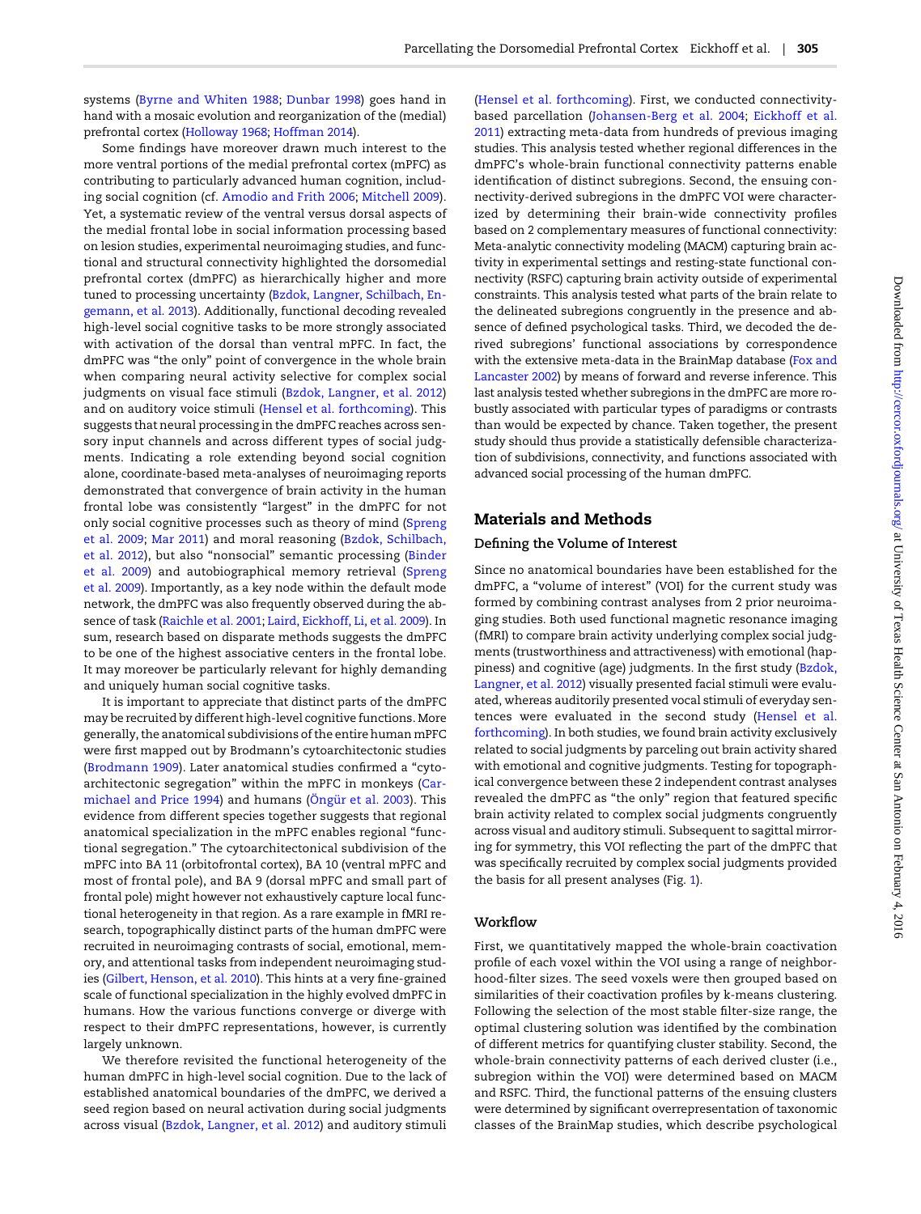systems (Byrne and Whiten 1988; Dunbar 1998) goes hand in hand with a mosaic evolution and reorganization of the (medial) prefrontal cortex (Holloway 1968; Hoffman 2014).

Some findings have moreover drawn much interest to the more ventral portions of the medial prefrontal cortex (mPFC) as contributing to particularly advanced human cognition, including social cognition (cf. Amodio and Frith 2006; Mitchell 2009). Yet, a systematic review of the ventral versus dorsal aspects of the medial frontal lobe in social information processing based on lesion studies, experimental neuroimaging studies, and functional and structural connectivity highlighted the dorsomedial prefrontal cortex (dmPFC) as hierarchically higher and more tuned to processing uncertainty (Bzdok, Langner, Schilbach, Engemann, et al. 2013). Additionally, functional decoding revealed high-level social cognitive tasks to be more strongly associated with activation of the dorsal than ventral mPFC. In fact, the dmPFC was "the only" point of convergence in the whole brain when comparing neural activity selective for complex social judgments on visual face stimuli (Bzdok, Langner, et al. 2012) and on auditory voice stimuli (Hensel et al. forthcoming). This suggests that neural processing in the dmPFC reaches across sensory input channels and across different types of social judgments. Indicating a role extending beyond social cognition alone, coordinate-based meta-analyses of neuroimaging reports demonstrated that convergence of brain activity in the human frontal lobe was consistently "largest" in the dmPFC for not only social cognitive processes such as theory of mind (Spreng et al. 2009; Mar 2011) and moral reasoning (Bzdok, Schilbach, et al. 2012), but also "nonsocial" semantic processing (Binder et al. 2009) and autobiographical memory retrieval (Spreng et al. 2009). Importantly, as a key node within the default mode network, the dmPFC was also frequently observed during the absence of task (Raichle et al. 2001; Laird, Eickhoff, Li, et al. 2009). In sum, research based on disparate methods suggests the dmPFC to be one of the highest associative centers in the frontal lobe. It may moreover be particularly relevant for highly demanding and uniquely human social cognitive tasks.

It is important to appreciate that distinct parts of the dmPFC may be recruited by different high-level cognitive functions. More generally, the anatomical subdivisions of the entire human mPFC were first mapped out by Brodmann's cytoarchitectonic studies (Brodmann 1909). Later anatomical studies confirmed a "cytoarchitectonic segregation" within the mPFC in monkeys (Carmichael and Price 1994) and humans (Öngür et al. 2003). This evidence from different species together suggests that regional anatomical specialization in the mPFC enables regional "functional segregation." The cytoarchitectonical subdivision of the mPFC into BA 11 (orbitofrontal cortex), BA 10 (ventral mPFC and most of frontal pole), and BA 9 (dorsal mPFC and small part of frontal pole) might however not exhaustively capture local functional heterogeneity in that region. As a rare example in fMRI research, topographically distinct parts of the human dmPFC were recruited in neuroimaging contrasts of social, emotional, memory, and attentional tasks from independent neuroimaging studies (Gilbert, Henson, et al. 2010). This hints at a very fine-grained scale of functional specialization in the highly evolved dmPFC in humans. How the various functions converge or diverge with respect to their dmPFC representations, however, is currently largely unknown.

We therefore revisited the functional heterogeneity of the human dmPFC in high-level social cognition. Due to the lack of established anatomical boundaries of the dmPFC, we derived a seed region based on neural activation during social judgments across visual (Bzdok, Langner, et al. 2012) and auditory stimuli (Hensel et al. forthcoming). First, we conducted connectivity-based parcellation (Johansen-Berg et al. 2004; Eickhoff et al. 2011) extracting meta-data from hundreds of previous imaging studies. This analysis tested whether regional differences in the dmPFC's whole-brain functional connectivity patterns enable identification of distinct subregions. Second, the ensuing connectivity-derived subregions in the dmPFC VOI were characterized by determining their brain-wide connectivity profiles based on 2 complementary measures of functional connectivity: Meta-analytic connectivity modeling (MACM) capturing brain activity in experimental settings and resting-state functional connectivity (RSFC) capturing brain activity outside of experimental constraints. This analysis tested what parts of the brain relate to the delineated subregions congruently in the presence and absence of defined psychological tasks. Third, we decoded the derived subregions' functional associations by correspondence with the extensive meta-data in the BrainMap database (Fox and Lancaster 2002) by means of forward and reverse inference. This last analysis tested whether subregions in the dmPFC are more robustly associated with particular types of paradigms or contrasts than would be expected by chance. Taken together, the present study should thus provide a statistically defensible characterization of subdivisions, connectivity, and functions associated with advanced social processing of the human dmPFC.

## Materials and Methods

### Defining the Volume of Interest

Since no anatomical boundaries have been established for the dmPFC, a "volume of interest" (VOI) for the current study was formed by combining contrast analyses from 2 prior neuroimaging studies. Both used functional magnetic resonance imaging (fMRI) to compare brain activity underlying complex social judgments (trustworthiness and attractiveness) with emotional (happiness) and cognitive (age) judgments. In the first study (Bzdok, Langner, et al. 2012) visually presented facial stimuli were evaluated, whereas auditorily presented vocal stimuli of everyday sentences were evaluated in the second study (Hensel et al. forthcoming). In both studies, we found brain activity exclusively related to social judgments by parceling out brain activity shared with emotional and cognitive judgments. Testing for topographical convergence between these 2 independent contrast analyses revealed the dmPFC as "the only" region that featured specific brain activity related to complex social judgments congruently across visual and auditory stimuli. Subsequent to sagittal mirroring for symmetry, this VOI reflecting the part of the dmPFC that was specifically recruited by complex social judgments provided the basis for all present analyses (Fig. 1).

### Workflow

First, we quantitatively mapped the whole-brain coactivation profile of each voxel within the VOI using a range of neighborhood-filter sizes. The seed voxels were then grouped based on similarities of their coactivation profiles by k-means clustering. Following the selection of the most stable filter-size range, the optimal clustering solution was identified by the combination of different metrics for quantifying cluster stability. Second, the whole-brain connectivity patterns of each derived cluster (i.e., subregion within the VOI) were determined based on MACM and RSFC. Third, the functional patterns of the ensuing clusters were determined by significant overrepresentation of taxonomic classes of the BrainMap studies, which describe psychological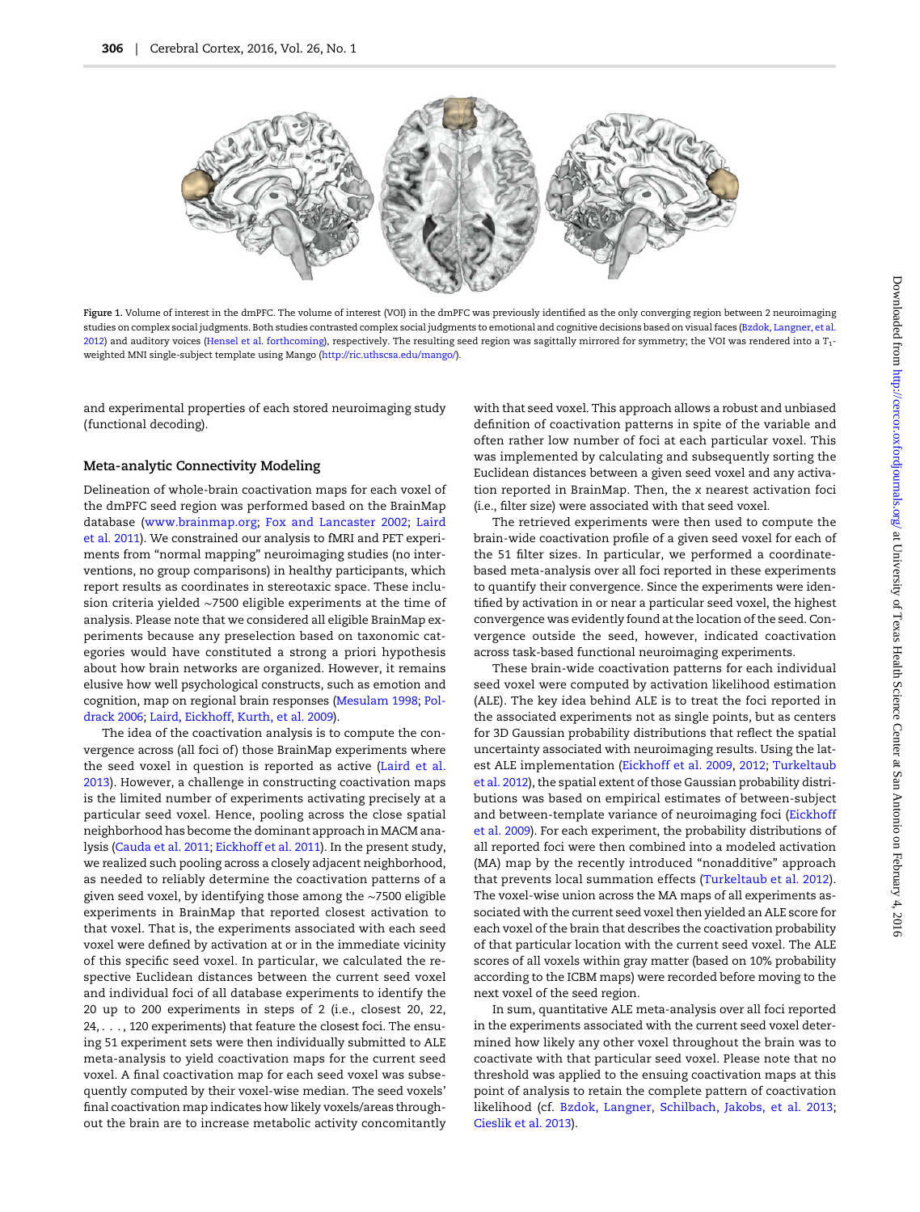Figure 1. Volume of interest in the dmPFC. The volume of interest (VOI) in the dmPFC was previously identified as the only converging region between 2 neuroimaging studies on complex social judgments. Both studies contrasted complex social judgments to emotional and cognitive decisions based on visual faces (Bzdok, Langner, et al. 2012) and auditory voices (Hensel et al. forthcoming), respectively. The resulting seed region was sagittally mirrored for symmetry; the VOI was rendered into a $T_1$-weighted MNI single-subject template using Mango (http://ric.uthscsa.edu/mango/).

and experimental properties of each stored neuroimaging study (functional decoding).

### Meta-analytic Connectivity Modeling

Delineation of whole-brain coactivation maps for each voxel of the dmPFC seed region was performed based on the BrainMap database (www.brainmap.org; Fox and Lancaster 2002; Laird et al. 2011). We constrained our analysis to fMRI and PET experiments from "normal mapping" neuroimaging studies (no interventions, no group comparisons) in healthy participants, which report results as coordinates in stereotaxic space. These inclusion criteria yielded ∼7500 eligible experiments at the time of analysis. Please note that we considered all eligible BrainMap experiments because any preselection based on taxonomic categories would have constituted a strong a priori hypothesis about how brain networks are organized. However, it remains elusive how well psychological constructs, such as emotion and cognition, map on regional brain responses (Mesulam 1998; Poldrack 2006; Laird, Eickhoff, Kurth, et al. 2009).

The idea of the coactivation analysis is to compute the convergence across (all foci of) those BrainMap experiments where the seed voxel in question is reported as active (Laird et al. 2013). However, a challenge in constructing coactivation maps is the limited number of experiments activating precisely at a particular seed voxel. Hence, pooling across the close spatial neighborhood has become the dominant approach in MACM analysis (Cauda et al. 2011; Eickhoff et al. 2011). In the present study, we realized such pooling across a closely adjacent neighborhood, as needed to reliably determine the coactivation patterns of a given seed voxel, by identifying those among the ∼7500 eligible experiments in BrainMap that reported closest activation to that voxel. That is, the experiments associated with each seed voxel were defined by activation at or in the immediate vicinity of this specific seed voxel. In particular, we calculated the respective Euclidean distances between the current seed voxel and individual foci of all database experiments to identify the 20 up to 200 experiments in steps of 2 (i.e., closest 20, 22, 24, . . . , 120 experiments) that feature the closest foci. The ensuing 51 experiment sets were then individually submitted to ALE meta-analysis to yield coactivation maps for the current seed voxel. A final coactivation map for each seed voxel was subsequently computed by their voxel-wise median. The seed voxels' final coactivation map indicates how likely voxels/areas throughout the brain are to increase metabolic activity concomitantly with that seed voxel. This approach allows a robust and unbiased definition of coactivation patterns in spite of the variable and often rather low number of foci at each particular voxel. This was implemented by calculating and subsequently sorting the Euclidean distances between a given seed voxel and any activation reported in BrainMap. Then, the *x* nearest activation foci (i.e., filter size) were associated with that seed voxel.

The retrieved experiments were then used to compute the brain-wide coactivation profile of a given seed voxel for each of the 51 filter sizes. In particular, we performed a coordinate-based meta-analysis over all foci reported in these experiments to quantify their convergence. Since the experiments were identified by activation in or near a particular seed voxel, the highest convergence was evidently found at the location of the seed. Convergence outside the seed, however, indicated coactivation across task-based functional neuroimaging experiments.

These brain-wide coactivation patterns for each individual seed voxel were computed by activation likelihood estimation (ALE). The key idea behind ALE is to treat the foci reported in the associated experiments not as single points, but as centers for 3D Gaussian probability distributions that reflect the spatial uncertainty associated with neuroimaging results. Using the latest ALE implementation (Eickhoff et al. 2009, 2012; Turkeltaub et al. 2012), the spatial extent of those Gaussian probability distributions was based on empirical estimates of between-subject and between-template variance of neuroimaging foci (Eickhoff et al. 2009). For each experiment, the probability distributions of all reported foci were then combined into a modeled activation (MA) map by the recently introduced "nonadditive" approach that prevents local summation effects (Turkeltaub et al. 2012). The voxel-wise union across the MA maps of all experiments associated with the current seed voxel then yielded an ALE score for each voxel of the brain that describes the coactivation probability of that particular location with the current seed voxel. The ALE scores of all voxels within gray matter (based on 10% probability according to the ICBM maps) were recorded before moving to the next voxel of the seed region.

In sum, quantitative ALE meta-analysis over all foci reported in the experiments associated with the current seed voxel determined how likely any other voxel throughout the brain was to coactivate with that particular seed voxel. Please note that no threshold was applied to the ensuing coactivation maps at this point of analysis to retain the complete pattern of coactivation likelihood (cf. Bzdok, Langner, Schilbach, Jakobs, et al. 2013; Cieslik et al. 2013).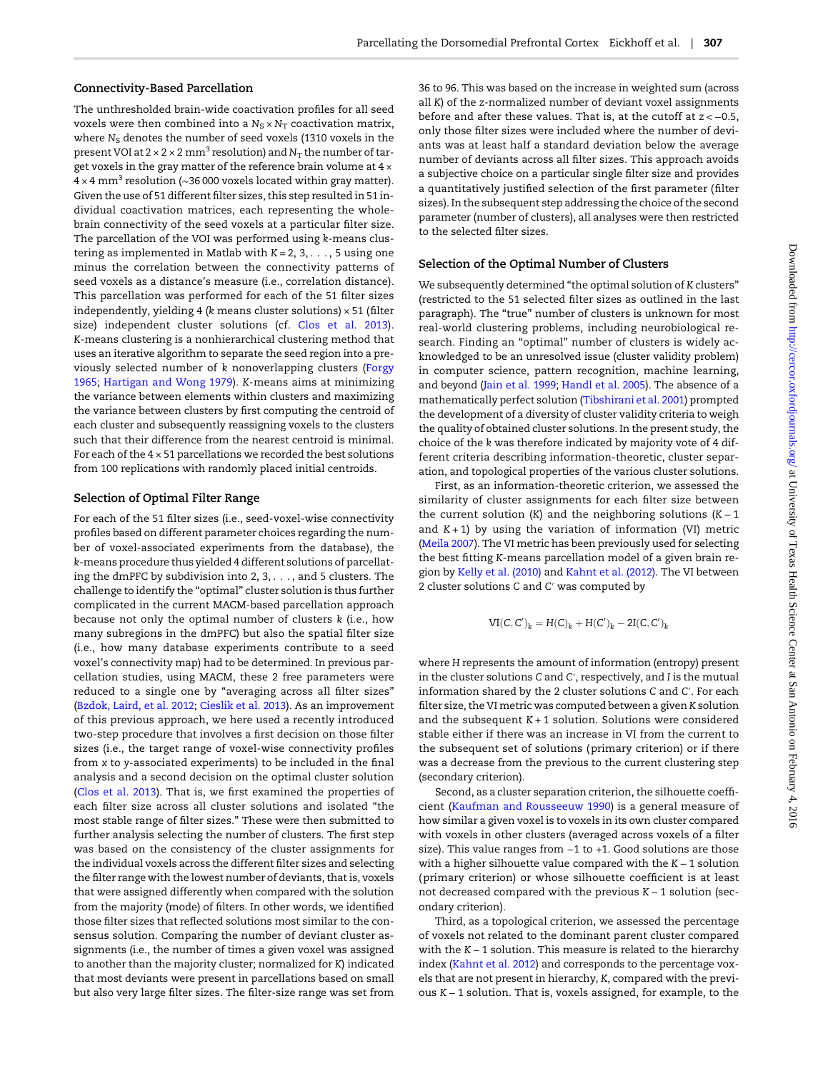### Connectivity-Based Parcellation

The unthresholded brain-wide coactivation profiles for all seed voxels were then combined into a $N_S \times N_T$ coactivation matrix, where $N_S$ denotes the number of seed voxels (1310 voxels in the present VOI at $2 \times 2 \times 2$ mm$^3$ resolution) and $N_T$ the number of target voxels in the gray matter of the reference brain volume at $4 \times 4 \times 4$ mm$^3$ resolution (~36 000 voxels located within gray matter). Given the use of 51 different filter sizes, this step resulted in 51 individual coactivation matrices, each representing the whole-brain connectivity of the seed voxels at a particular filter size. The parcellation of the VOI was performed using $k$-means clustering as implemented in Matlab with $K = 2, 3, \ldots, 5$ using one minus the correlation between the connectivity patterns of seed voxels as a distance's measure (i.e., correlation distance). This parcellation was performed for each of the 51 filter sizes independently, yielding 4 ($k$ means cluster solutions) × 51 (filter size) independent cluster solutions (cf. Clos et al. 2013). $K$-means clustering is a nonhierarchical clustering method that uses an iterative algorithm to separate the seed region into a previously selected number of $k$ nonoverlapping clusters (Forgy 1965; Hartigan and Wong 1979). $K$-means aims at minimizing the variance between elements within clusters and maximizing the variance between clusters by first computing the centroid of each cluster and subsequently reassigning voxels to the clusters such that their difference from the nearest centroid is minimal. For each of the 4 × 51 parcellations we recorded the best solutions from 100 replications with randomly placed initial centroids.

### Selection of Optimal Filter Range

For each of the 51 filter sizes (i.e., seed-voxel-wise connectivity profiles based on different parameter choices regarding the number of voxel-associated experiments from the database), the $k$-means procedure thus yielded 4 different solutions of parcellating the dmPFC by subdivision into 2, 3, . . . , and 5 clusters. The challenge to identify the "optimal" cluster solution is thus further complicated in the current MACM-based parcellation approach because not only the optimal number of clusters $k$ (i.e., how many subregions in the dmPFC) but also the spatial filter size (i.e., how many database experiments contribute to a seed voxel's connectivity map) had to be determined. In previous parcellation studies, using MACM, these 2 free parameters were reduced to a single one by "averaging across all filter sizes" (Bzdok, Laird, et al. 2012; Cieslik et al. 2013). As an improvement of this previous approach, we here used a recently introduced two-step procedure that involves a first decision on those filter sizes (i.e., the target range of voxel-wise connectivity profiles from $x$ to $y$-associated experiments) to be included in the final analysis and a second decision on the optimal cluster solution (Clos et al. 2013). That is, we first examined the properties of each filter size across all cluster solutions and isolated "the most stable range of filter sizes." These were then submitted to further analysis selecting the number of clusters. The first step was based on the consistency of the cluster assignments for the individual voxels across the different filter sizes and selecting the filter range with the lowest number of deviants, that is, voxels that were assigned differently when compared with the solution from the majority (mode) of filters. In other words, we identified those filter sizes that reflected solutions most similar to the consensus solution. Comparing the number of deviant cluster assignments (i.e., the number of times a given voxel was assigned to another than the majority cluster; normalized for $K$) indicated that most deviants were present in parcellations based on small but also very large filter sizes. The filter-size range was set from 36 to 96. This was based on the increase in weighted sum (across all $K$) of the $z$-normalized number of deviant voxel assignments before and after these values. That is, at the cutoff at $z < -0.5$, only those filter sizes were included where the number of deviants was at least half a standard deviation below the average number of deviants across all filter sizes. This approach avoids a subjective choice on a particular single filter size and provides a quantitatively justified selection of the first parameter (filter sizes). In the subsequent step addressing the choice of the second parameter (number of clusters), all analyses were then restricted to the selected filter sizes.

### Selection of the Optimal Number of Clusters

We subsequently determined "the optimal solution of $K$ clusters" (restricted to the 51 selected filter sizes as outlined in the last paragraph). The "true" number of clusters is unknown for most real-world clustering problems, including neurobiological research. Finding an "optimal" number of clusters is widely acknowledged to be an unresolved issue (cluster validity problem) in computer science, pattern recognition, machine learning, and beyond (Jain et al. 1999; Handl et al. 2005). The absence of a mathematically perfect solution (Tibshirani et al. 2001) prompted the development of a diversity of cluster validity criteria to weigh the quality of obtained cluster solutions. In the present study, the choice of the $k$ was therefore indicated by majority vote of 4 different criteria describing information-theoretic, cluster separation, and topological properties of the various cluster solutions.

First, as an information-theoretic criterion, we assessed the similarity of cluster assignments for each filter size between the current solution ($K$) and the neighboring solutions ($K - 1$ and $K + 1$) by using the variation of information (VI) metric (Meila 2007). The VI metric has been previously used for selecting the best fitting $K$-means parcellation model of a given brain region by Kelly et al. (2010) and Kahnt et al. (2012). The VI between 2 cluster solutions $C$ and $C'$ was computed by

$$\mathrm{VI}(C, C')_k = H(C)_k + H(C')_k - 2I(C, C')_k$$

where $H$ represents the amount of information (entropy) present in the cluster solutions $C$ and $C'$, respectively, and $I$ is the mutual information shared by the 2 cluster solutions $C$ and $C'$. For each filter size, the VI metric was computed between a given $K$ solution and the subsequent $K + 1$ solution. Solutions were considered stable either if there was an increase in VI from the current to the subsequent set of solutions (primary criterion) or if there was a decrease from the previous to the current clustering step (secondary criterion).

Second, as a cluster separation criterion, the silhouette coefficient (Kaufman and Rousseeuw 1990) is a general measure of how similar a given voxel is to voxels in its own cluster compared with voxels in other clusters (averaged across voxels of a filter size). This value ranges from −1 to +1. Good solutions are those with a higher silhouette value compared with the $K - 1$ solution (primary criterion) or whose silhouette coefficient is at least not decreased compared with the previous $K - 1$ solution (secondary criterion).

Third, as a topological criterion, we assessed the percentage of voxels not related to the dominant parent cluster compared with the $K - 1$ solution. This measure is related to the hierarchy index (Kahnt et al. 2012) and corresponds to the percentage voxels that are not present in hierarchy, $K$, compared with the previous $K - 1$ solution. That is, voxels assigned, for example, to the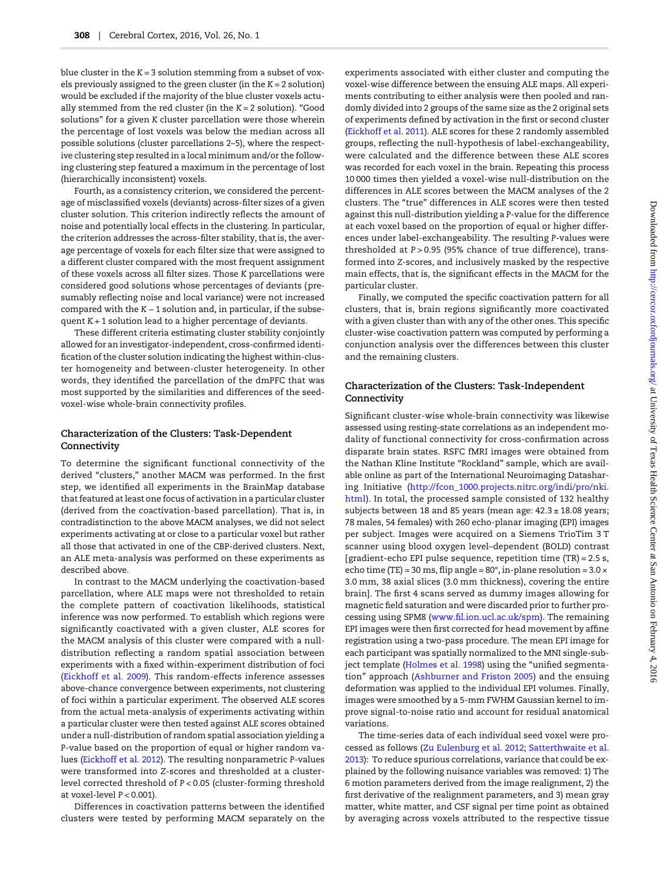blue cluster in the $K = 3$ solution stemming from a subset of voxels previously assigned to the green cluster (in the $K = 2$ solution) would be excluded if the majority of the blue cluster voxels actually stemmed from the red cluster (in the $K = 2$ solution). "Good solutions" for a given K cluster parcellation were those wherein the percentage of lost voxels was below the median across all possible solutions (cluster parcellations 2–5), where the respective clustering step resulted in a local minimum and/or the following clustering step featured a maximum in the percentage of lost (hierarchically inconsistent) voxels.

Fourth, as a consistency criterion, we considered the percentage of misclassified voxels (deviants) across-filter sizes of a given cluster solution. This criterion indirectly reflects the amount of noise and potentially local effects in the clustering. In particular, the criterion addresses the across-filter stability, that is, the average percentage of voxels for each filter size that were assigned to a different cluster compared with the most frequent assignment of these voxels across all filter sizes. Those K parcellations were considered good solutions whose percentages of deviants (presumably reflecting noise and local variance) were not increased compared with the $K - 1$ solution and, in particular, if the subsequent $K + 1$ solution lead to a higher percentage of deviants.

These different criteria estimating cluster stability conjointly allowed for an investigator-independent, cross-confirmed identification of the cluster solution indicating the highest within-cluster homogeneity and between-cluster heterogeneity. In other words, they identified the parcellation of the dmPFC that was most supported by the similarities and differences of the seed-voxel-wise whole-brain connectivity profiles.

## Characterization of the Clusters: Task-Dependent Connectivity

To determine the significant functional connectivity of the derived "clusters," another MACM was performed. In the first step, we identified all experiments in the BrainMap database that featured at least one focus of activation in a particular cluster (derived from the coactivation-based parcellation). That is, in contradistinction to the above MACM analyses, we did not select experiments activating at or close to a particular voxel but rather all those that activated in one of the CBP-derived clusters. Next, an ALE meta-analysis was performed on these experiments as described above.

In contrast to the MACM underlying the coactivation-based parcellation, where ALE maps were not thresholded to retain the complete pattern of coactivation likelihoods, statistical inference was now performed. To establish which regions were significantly coactivated with a given cluster, ALE scores for the MACM analysis of this cluster were compared with a null-distribution reflecting a random spatial association between experiments with a fixed within-experiment distribution of foci (Eickhoff et al. 2009). This random-effects inference assesses above-chance convergence between experiments, not clustering of foci within a particular experiment. The observed ALE scores from the actual meta-analysis of experiments activating within a particular cluster were then tested against ALE scores obtained under a null-distribution of random spatial association yielding a P-value based on the proportion of equal or higher random values (Eickhoff et al. 2012). The resulting nonparametric P-values were transformed into Z-scores and thresholded at a cluster-level corrected threshold of $P < 0.05$ (cluster-forming threshold at voxel-level $P < 0.001$).

Differences in coactivation patterns between the identified clusters were tested by performing MACM separately on the experiments associated with either cluster and computing the voxel-wise difference between the ensuing ALE maps. All experiments contributing to either analysis were then pooled and randomly divided into 2 groups of the same size as the 2 original sets of experiments defined by activation in the first or second cluster (Eickhoff et al. 2011). ALE scores for these 2 randomly assembled groups, reflecting the null-hypothesis of label-exchangeability, were calculated and the difference between these ALE scores was recorded for each voxel in the brain. Repeating this process 10 000 times then yielded a voxel-wise null-distribution on the differences in ALE scores between the MACM analyses of the 2 clusters. The "true" differences in ALE scores were then tested against this null-distribution yielding a P-value for the difference at each voxel based on the proportion of equal or higher differences under label-exchangeability. The resulting P-values were thresholded at $P > 0.95$ (95% chance of true difference), transformed into Z-scores, and inclusively masked by the respective main effects, that is, the significant effects in the MACM for the particular cluster.

Finally, we computed the specific coactivation pattern for all clusters, that is, brain regions significantly more coactivated with a given cluster than with any of the other ones. This specific cluster-wise coactivation pattern was computed by performing a conjunction analysis over the differences between this cluster and the remaining clusters.

## Characterization of the Clusters: Task-Independent Connectivity

Significant cluster-wise whole-brain connectivity was likewise assessed using resting-state correlations as an independent modality of functional connectivity for cross-confirmation across disparate brain states. RSFC fMRI images were obtained from the Nathan Kline Institute "Rockland" sample, which are available online as part of the International Neuroimaging Datasharing Initiative (http://fcon_1000.projects.nitrc.org/indi/pro/nki.html). In total, the processed sample consisted of 132 healthy subjects between 18 and 85 years (mean age: $42.3 \pm 18.08$ years; 78 males, 54 females) with 260 echo-planar imaging (EPI) images per subject. Images were acquired on a Siemens TrioTim 3 T scanner using blood oxygen level–dependent (BOLD) contrast [gradient-echo EPI pulse sequence, repetition time (TR) = 2.5 s, echo time (TE) = 30 ms, flip angle = 80°, in-plane resolution = $3.0 \times 3.0$ mm, 38 axial slices (3.0 mm thickness), covering the entire brain]. The first 4 scans served as dummy images allowing for magnetic field saturation and were discarded prior to further processing using SPM8 (www.fil.ion.ucl.ac.uk/spm). The remaining EPI images were then first corrected for head movement by affine registration using a two-pass procedure. The mean EPI image for each participant was spatially normalized to the MNI single-subject template (Holmes et al. 1998) using the "unified segmentation" approach (Ashburner and Friston 2005) and the ensuing deformation was applied to the individual EPI volumes. Finally, images were smoothed by a 5-mm FWHM Gaussian kernel to improve signal-to-noise ratio and account for residual anatomical variations.

The time-series data of each individual seed voxel were processed as follows (Zu Eulenburg et al. 2012; Satterthwaite et al. 2013): To reduce spurious correlations, variance that could be explained by the following nuisance variables was removed: 1) The 6 motion parameters derived from the image realignment, 2) the first derivative of the realignment parameters, and 3) mean gray matter, white matter, and CSF signal per time point as obtained by averaging across voxels attributed to the respective tissue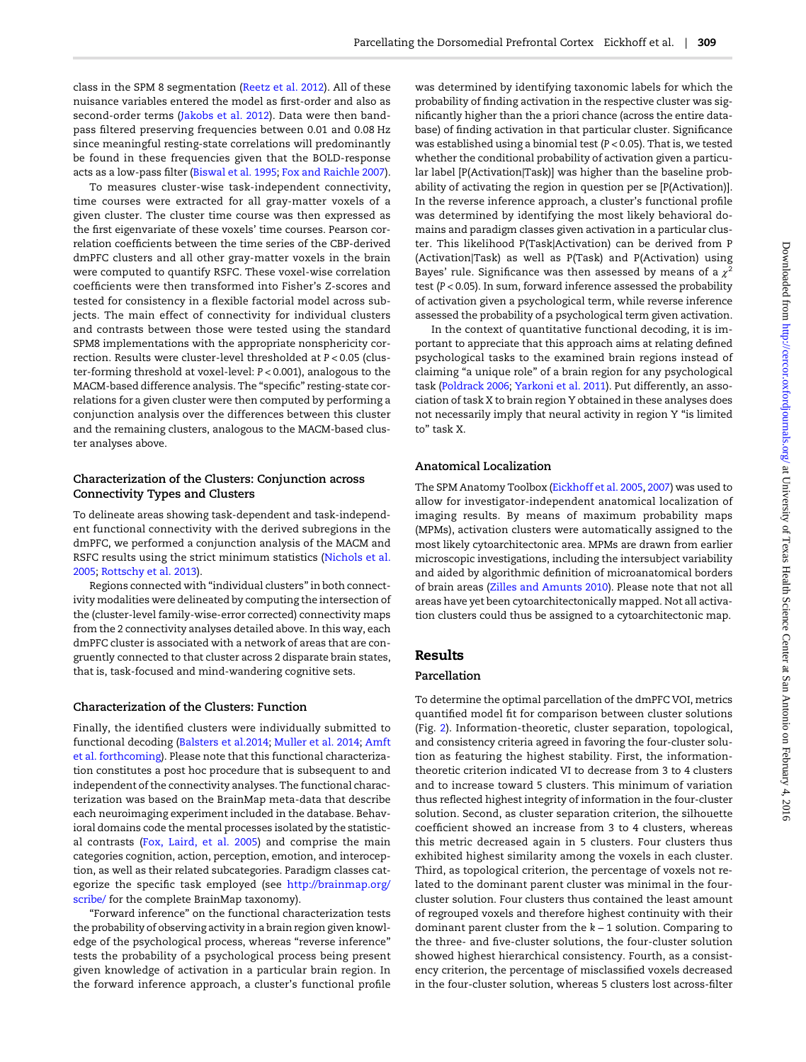class in the SPM 8 segmentation (Reetz et al. 2012). All of these nuisance variables entered the model as first-order and also as second-order terms (Jakobs et al. 2012). Data were then band-pass filtered preserving frequencies between 0.01 and 0.08 Hz since meaningful resting-state correlations will predominantly be found in these frequencies given that the BOLD-response acts as a low-pass filter (Biswal et al. 1995; Fox and Raichle 2007).

To measures cluster-wise task-independent connectivity, time courses were extracted for all gray-matter voxels of a given cluster. The cluster time course was then expressed as the first eigenvariate of these voxels' time courses. Pearson correlation coefficients between the time series of the CBP-derived dmPFC clusters and all other gray-matter voxels in the brain were computed to quantify RSFC. These voxel-wise correlation coefficients were then transformed into Fisher's Z-scores and tested for consistency in a flexible factorial model across subjects. The main effect of connectivity for individual clusters and contrasts between those were tested using the standard SPM8 implementations with the appropriate nonsphericity correction. Results were cluster-level thresholded at $P < 0.05$ (cluster-forming threshold at voxel-level: $P < 0.001$), analogous to the MACM-based difference analysis. The "specific" resting-state correlations for a given cluster were then computed by performing a conjunction analysis over the differences between this cluster and the remaining clusters, analogous to the MACM-based cluster analyses above.

### Characterization of the Clusters: Conjunction across Connectivity Types and Clusters

To delineate areas showing task-dependent and task-independent functional connectivity with the derived subregions in the dmPFC, we performed a conjunction analysis of the MACM and RSFC results using the strict minimum statistics (Nichols et al. 2005; Rottschy et al. 2013).

Regions connected with "individual clusters" in both connectivity modalities were delineated by computing the intersection of the (cluster-level family-wise-error corrected) connectivity maps from the 2 connectivity analyses detailed above. In this way, each dmPFC cluster is associated with a network of areas that are congruently connected to that cluster across 2 disparate brain states, that is, task-focused and mind-wandering cognitive sets.

### Characterization of the Clusters: Function

Finally, the identified clusters were individually submitted to functional decoding (Balsters et al.2014; Muller et al. 2014; Amft et al. forthcoming). Please note that this functional characterization constitutes a post hoc procedure that is subsequent to and independent of the connectivity analyses. The functional characterization was based on the BrainMap meta-data that describe each neuroimaging experiment included in the database. Behavioral domains code the mental processes isolated by the statistical contrasts (Fox, Laird, et al. 2005) and comprise the main categories cognition, action, perception, emotion, and interoception, as well as their related subcategories. Paradigm classes categorize the specific task employed (see http://brainmap.org/scribe/ for the complete BrainMap taxonomy).

"Forward inference" on the functional characterization tests the probability of observing activity in a brain region given knowledge of the psychological process, whereas "reverse inference" tests the probability of a psychological process being present given knowledge of activation in a particular brain region. In the forward inference approach, a cluster's functional profile was determined by identifying taxonomic labels for which the probability of finding activation in the respective cluster was significantly higher than the a priori chance (across the entire database) of finding activation in that particular cluster. Significance was established using a binomial test ($P < 0.05$). That is, we tested whether the conditional probability of activation given a particular label [P(Activation|Task)] was higher than the baseline probability of activating the region in question per se [P(Activation)]. In the reverse inference approach, a cluster's functional profile was determined by identifying the most likely behavioral domains and paradigm classes given activation in a particular cluster. This likelihood P(Task|Activation) can be derived from P (Activation|Task) as well as P(Task) and P(Activation) using Bayes' rule. Significance was then assessed by means of a $\chi^2$ test ($P < 0.05$). In sum, forward inference assessed the probability of activation given a psychological term, while reverse inference assessed the probability of a psychological term given activation.

In the context of quantitative functional decoding, it is important to appreciate that this approach aims at relating defined psychological tasks to the examined brain regions instead of claiming "a unique role" of a brain region for any psychological task (Poldrack 2006; Yarkoni et al. 2011). Put differently, an association of task X to brain region Y obtained in these analyses does not necessarily imply that neural activity in region Y "is limited to" task X.

### Anatomical Localization

The SPM Anatomy Toolbox (Eickhoff et al. 2005, 2007) was used to allow for investigator-independent anatomical localization of imaging results. By means of maximum probability maps (MPMs), activation clusters were automatically assigned to the most likely cytoarchitectonic area. MPMs are drawn from earlier microscopic investigations, including the intersubject variability and aided by algorithmic definition of microanatomical borders of brain areas (Zilles and Amunts 2010). Please note that not all areas have yet been cytoarchitectonically mapped. Not all activation clusters could thus be assigned to a cytoarchitectonic map.

## Results

### Parcellation

To determine the optimal parcellation of the dmPFC VOI, metrics quantified model fit for comparison between cluster solutions (Fig. 2). Information-theoretic, cluster separation, topological, and consistency criteria agreed in favoring the four-cluster solution as featuring the highest stability. First, the information-theoretic criterion indicated VI to decrease from 3 to 4 clusters and to increase toward 5 clusters. This minimum of variation thus reflected highest integrity of information in the four-cluster solution. Second, as cluster separation criterion, the silhouette coefficient showed an increase from 3 to 4 clusters, whereas this metric decreased again in 5 clusters. Four clusters thus exhibited highest similarity among the voxels in each cluster. Third, as topological criterion, the percentage of voxels not related to the dominant parent cluster was minimal in the four-cluster solution. Four clusters thus contained the least amount of regrouped voxels and therefore highest continuity with their dominant parent cluster from the $k - 1$ solution. Comparing to the three- and five-cluster solutions, the four-cluster solution showed highest hierarchical consistency. Fourth, as a consistency criterion, the percentage of misclassified voxels decreased in the four-cluster solution, whereas 5 clusters lost across-filter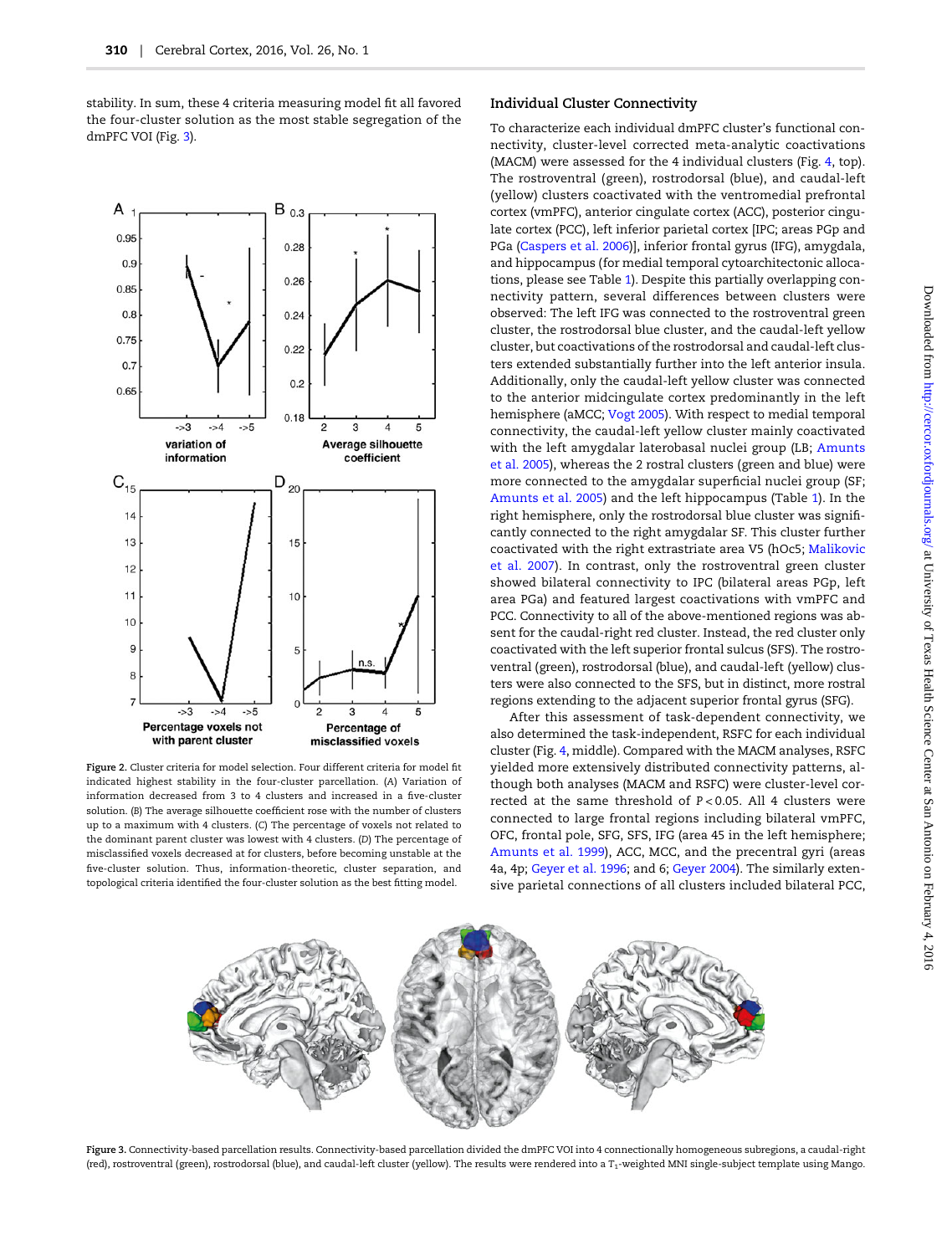stability. In sum, these 4 criteria measuring model fit all favored the four-cluster solution as the most stable segregation of the dmPFC VOI (Fig. 3).

Figure 2. Cluster criteria for model selection. Four different criteria for model fit indicated highest stability in the four-cluster parcellation. (A) Variation of information decreased from 3 to 4 clusters and increased in a five-cluster solution. (B) The average silhouette coefficient rose with the number of clusters up to a maximum with 4 clusters. (C) The percentage of voxels not related to the dominant parent cluster was lowest with 4 clusters. (D) The percentage of misclassified voxels decreased at for clusters, before becoming unstable at the five-cluster solution. Thus, information-theoretic, cluster separation, and topological criteria identified the four-cluster solution as the best fitting model.

## Individual Cluster Connectivity

To characterize each individual dmPFC cluster's functional connectivity, cluster-level corrected meta-analytic coactivations (MACM) were assessed for the 4 individual clusters (Fig. 4, top). The rostroventral (green), rostrodorsal (blue), and caudal-left (yellow) clusters coactivated with the ventromedial prefrontal cortex (vmPFC), anterior cingulate cortex (ACC), posterior cingulate cortex (PCC), left inferior parietal cortex [IPC; areas PGp and PGa (Caspers et al. 2006)], inferior frontal gyrus (IFG), amygdala, and hippocampus (for medial temporal cytoarchitectonic allocations, please see Table 1). Despite this partially overlapping connectivity pattern, several differences between clusters were observed: The left IFG was connected to the rostroventral green cluster, the rostrodorsal blue cluster, and the caudal-left yellow cluster, but coactivations of the rostrodorsal and caudal-left clusters extended substantially further into the left anterior insula. Additionally, only the caudal-left yellow cluster was connected to the anterior midcingulate cortex predominantly in the left hemisphere (aMCC; Vogt 2005). With respect to medial temporal connectivity, the caudal-left yellow cluster mainly coactivated with the left amygdalar laterobasal nuclei group (LB; Amunts et al. 2005), whereas the 2 rostral clusters (green and blue) were more connected to the amygdalar superficial nuclei group (SF; Amunts et al. 2005) and the left hippocampus (Table 1). In the right hemisphere, only the rostrodorsal blue cluster was significantly connected to the right amygdalar SF. This cluster further coactivated with the right extrastriate area V5 (hOc5; Malikovic et al. 2007). In contrast, only the rostroventral green cluster showed bilateral connectivity to IPC (bilateral areas PGp, left area PGa) and featured largest coactivations with vmPFC and PCC. Connectivity to all of the above-mentioned regions was absent for the caudal-right red cluster. Instead, the red cluster only coactivated with the left superior frontal sulcus (SFS). The rostroventral (green), rostrodorsal (blue), and caudal-left (yellow) clusters were also connected to the SFS, but in distinct, more rostral regions extending to the adjacent superior frontal gyrus (SFG).

After this assessment of task-dependent connectivity, we also determined the task-independent, RSFC for each individual cluster (Fig. 4, middle). Compared with the MACM analyses, RSFC yielded more extensively distributed connectivity patterns, although both analyses (MACM and RSFC) were cluster-level corrected at the same threshold of $P < 0.05$. All 4 clusters were connected to large frontal regions including bilateral vmPFC, OFC, frontal pole, SFG, SFS, IFG (area 45 in the left hemisphere; Amunts et al. 1999), ACC, MCC, and the precentral gyri (areas 4a, 4p; Geyer et al. 1996; and 6; Geyer 2004). The similarly extensive parietal connections of all clusters included bilateral PCC,

Figure 3. Connectivity-based parcellation results. Connectivity-based parcellation divided the dmPFC VOI into 4 connectionally homogeneous subregions, a caudal-right (red), rostroventral (green), rostrodorsal (blue), and caudal-left cluster (yellow). The results were rendered into a $T_1$-weighted MNI single-subject template using Mango.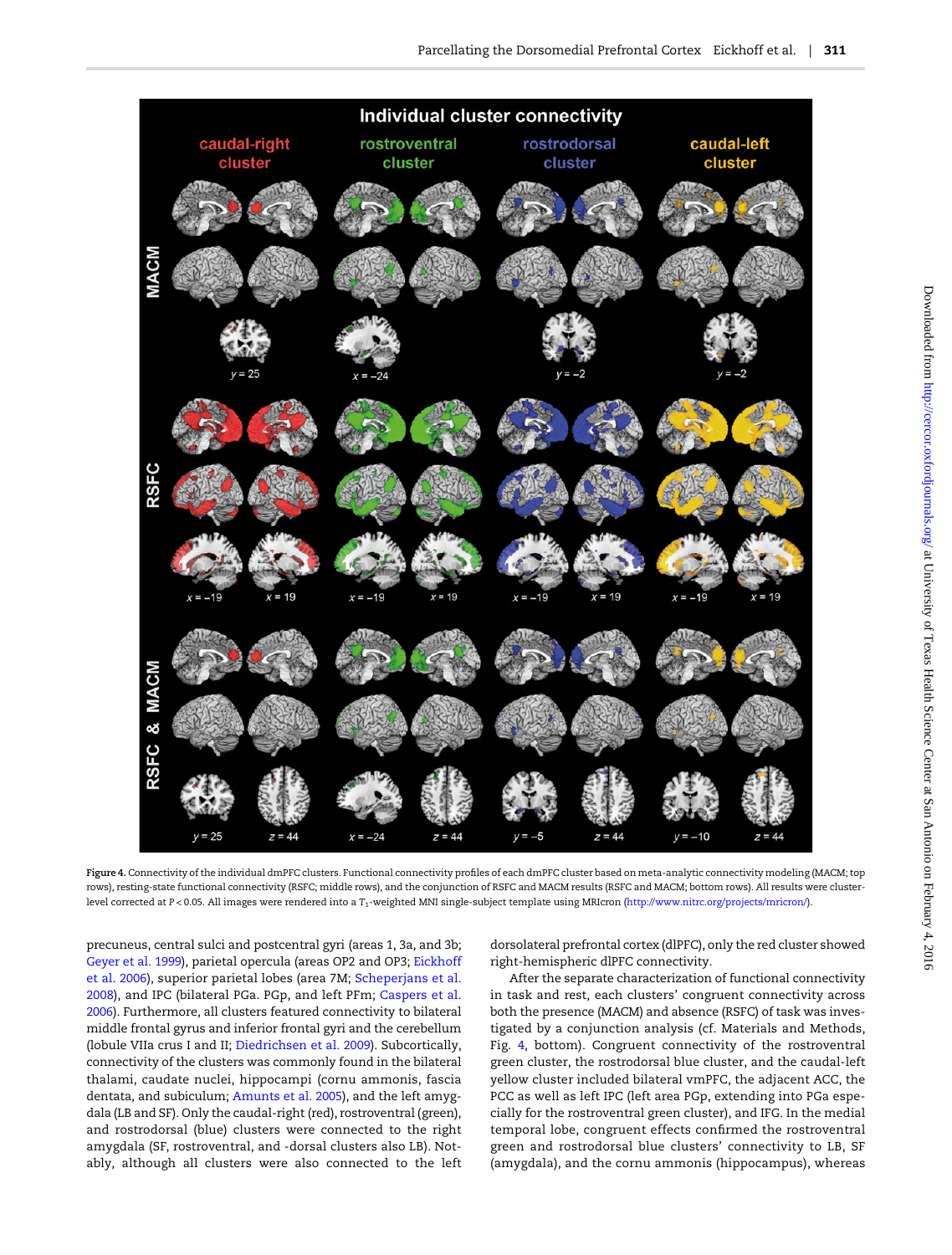**Figure 4.** Connectivity of the individual dmPFC clusters. Functional connectivity profiles of each dmPFC cluster based on meta-analytic connectivity modeling (MACM; top rows), resting-state functional connectivity (RSFC; middle rows), and the conjunction of RSFC and MACM results (RSFC and MACM; bottom rows). All results were cluster-level corrected at $P < 0.05$. All images were rendered into a $T_1$-weighted MNI single-subject template using MRIcron (http://www.nitrc.org/projects/mricron/).

precuneus, central sulci and postcentral gyri (areas 1, 3a, and 3b; Geyer et al. 1999), parietal opercula (areas OP2 and OP3; Eickhoff et al. 2006), superior parietal lobes (area 7M; Scheperjans et al. 2008), and IPC (bilateral PGa. PGp, and left PFm; Caspers et al. 2006). Furthermore, all clusters featured connectivity to bilateral middle frontal gyrus and inferior frontal gyri and the cerebellum (lobule VIIa crus I and II; Diedrichsen et al. 2009). Subcortically, connectivity of the clusters was commonly found in the bilateral thalami, caudate nuclei, hippocampi (cornu ammonis, fascia dentata, and subiculum; Amunts et al. 2005), and the left amygdala (LB and SF). Only the caudal-right (red), rostroventral (green), and rostrodorsal (blue) clusters were connected to the right amygdala (SF, rostroventral, and -dorsal clusters also LB). Notably, although all clusters were also connected to the left dorsolateral prefrontal cortex (dlPFC), only the red cluster showed right-hemispheric dlPFC connectivity.

After the separate characterization of functional connectivity in task and rest, each clusters' congruent connectivity across both the presence (MACM) and absence (RSFC) of task was investigated by a conjunction analysis (cf. Materials and Methods, Fig. 4, bottom). Congruent connectivity of the rostroventral green cluster, the rostrodorsal blue cluster, and the caudal-left yellow cluster included bilateral vmPFC, the adjacent ACC, the PCC as well as left IPC (left area PGp, extending into PGa especially for the rostroventral green cluster), and IFG. In the medial temporal lobe, congruent effects confirmed the rostroventral green and rostrodorsal blue clusters' connectivity to LB, SF (amygdala), and the cornu ammonis (hippocampus), whereas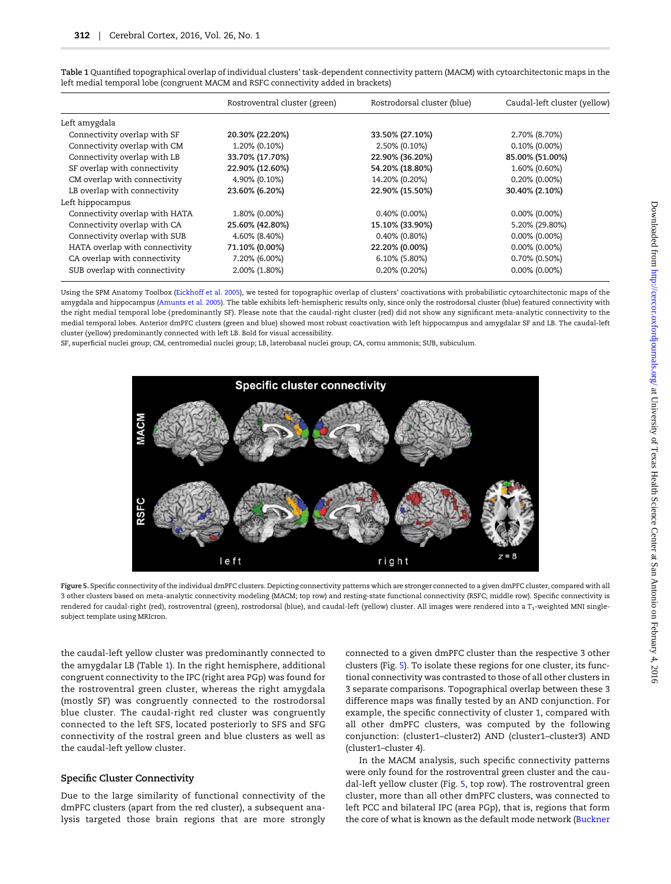Table 1 Quantified topographical overlap of individual clusters' task-dependent connectivity pattern (MACM) with cytoarchitectonic maps in the left medial temporal lobe (congruent MACM and RSFC connectivity added in brackets)

| | Rostroventral cluster (green) | Rostrodorsal cluster (blue) | Caudal-left cluster (yellow) |
|---|---|---|---|
| Left amygdala | | | |
| Connectivity overlap with SF | **20.30% (22.20%)** | **33.50% (27.10%)** | 2.70% (8.70%) |
| Connectivity overlap with CM | 1.20% (0.10%) | 2.50% (0.10%) | 0.10% (0.00%) |
| Connectivity overlap with LB | **33.70% (17.70%)** | **22.90% (36.20%)** | **85.00% (51.00%)** |
| SF overlap with connectivity | **22.90% (12.60%)** | **54.20% (18.80%)** | 1.60% (0.60%) |
| CM overlap with connectivity | 4.90% (0.10%) | 14.20% (0.20%) | 0.20% (0.00%) |
| LB overlap with connectivity | **23.60% (6.20%)** | **22.90% (15.50%)** | **30.40% (2.10%)** |
| Left hippocampus | | | |
| Connectivity overlap with HATA | 1.80% (0.00%) | 0.40% (0.00%) | 0.00% (0.00%) |
| Connectivity overlap with CA | **25.60% (42.80%)** | **15.10% (33.90%)** | 5.20% (29.80%) |
| Connectivity overlap with SUB | 4.60% (8.40%) | 0.40% (0.80%) | 0.00% (0.00%) |
| HATA overlap with connectivity | **71.10% (0.00%)** | **22.20% (0.00%)** | 0.00% (0.00%) |
| CA overlap with connectivity | 7.20% (6.00%) | 6.10% (5.80%) | 0.70% (0.50%) |
| SUB overlap with connectivity | 2.00% (1.80%) | 0.20% (0.20%) | 0.00% (0.00%) |

Using the SPM Anatomy Toolbox (Eickhoff et al. 2005), we tested for topographic overlap of clusters' coactivations with probabilistic cytoarchitectonic maps of the amygdala and hippocampus (Amunts et al. 2005). The table exhibits left-hemispheric results only, since only the rostrodorsal cluster (blue) featured connectivity with the right medial temporal lobe (predominantly SF). Please note that the caudal-right cluster (red) did not show any significant meta-analytic connectivity to the medial temporal lobes. Anterior dmPFC clusters (green and blue) showed most robust coactivation with left hippocampus and amygdalar SF and LB. The caudal-left cluster (yellow) predominantly connected with left LB. Bold for visual accessibility.

SF, superficial nuclei group; CM, centromedial nuclei group; LB, laterobasal nuclei group; CA, cornu ammonis; SUB, subiculum.

Figure 5. Specific connectivity of the individual dmPFC clusters. Depicting connectivity patterns which are stronger connected to a given dmPFC cluster, compared with all 3 other clusters based on meta-analytic connectivity modeling (MACM; top row) and resting-state functional connectivity (RSFC; middle row). Specific connectivity is rendered for caudal-right (red), rostroventral (green), rostrodorsal (blue), and caudal-left (yellow) cluster. All images were rendered into a $T_1$-weighted MNI single-subject template using MRIcron.

the caudal-left yellow cluster was predominantly connected to the amygdalar LB (Table 1). In the right hemisphere, additional congruent connectivity to the IPC (right area PGp) was found for the rostroventral green cluster, whereas the right amygdala (mostly SF) was congruently connected to the rostrodorsal blue cluster. The caudal-right red cluster was congruently connected to the left SFS, located posteriorly to SFS and SFG connectivity of the rostral green and blue clusters as well as the caudal-left yellow cluster.

## Specific Cluster Connectivity

Due to the large similarity of functional connectivity of the dmPFC clusters (apart from the red cluster), a subsequent analysis targeted those brain regions that are more strongly connected to a given dmPFC cluster than the respective 3 other clusters (Fig. 5). To isolate these regions for one cluster, its functional connectivity was contrasted to those of all other clusters in 3 separate comparisons. Topographical overlap between these 3 difference maps was finally tested by an AND conjunction. For example, the specific connectivity of cluster 1, compared with all other dmPFC clusters, was computed by the following conjunction: (cluster1–cluster2) AND (cluster1–cluster3) AND (cluster1–cluster 4).

In the MACM analysis, such specific connectivity patterns were only found for the rostroventral green cluster and the caudal-left yellow cluster (Fig. 5, top row). The rostroventral green cluster, more than all other dmPFC clusters, was connected to left PCC and bilateral IPC (area PGp), that is, regions that form the core of what is known as the default mode network (Buckner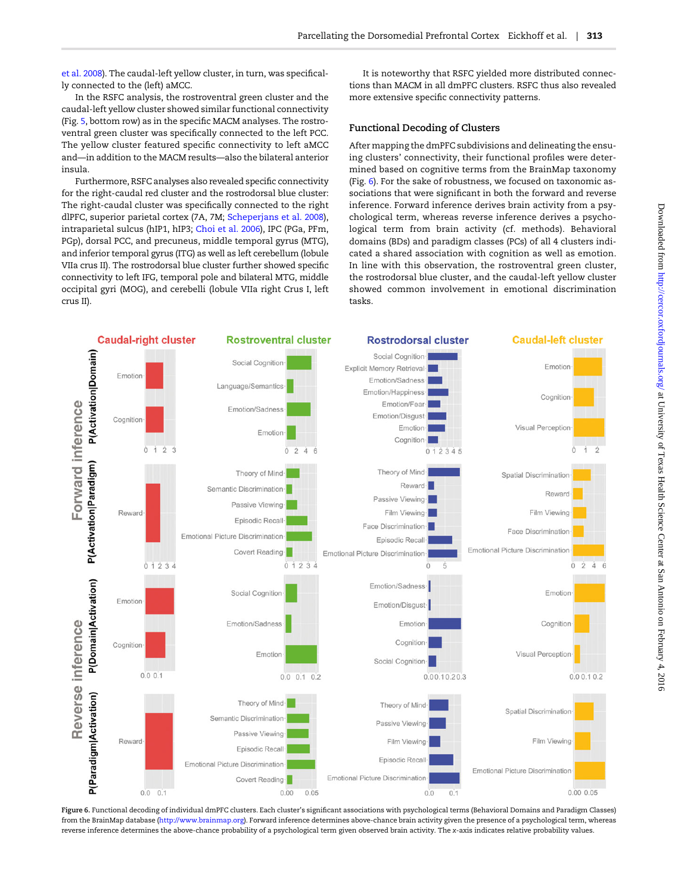et al. 2008). The caudal-left yellow cluster, in turn, was specifically connected to the (left) aMCC.

In the RSFC analysis, the rostroventral green cluster and the caudal-left yellow cluster showed similar functional connectivity (Fig. 5, bottom row) as in the specific MACM analyses. The rostroventral green cluster was specifically connected to the left PCC. The yellow cluster featured specific connectivity to left aMCC and—in addition to the MACM results—also the bilateral anterior insula.

Furthermore, RSFC analyses also revealed specific connectivity for the right-caudal red cluster and the rostrodorsal blue cluster: The right-caudal cluster was specifically connected to the right dlPFC, superior parietal cortex (7A, 7M; Scheperjans et al. 2008), intraparietal sulcus (hIP1, hIP3; Choi et al. 2006), IPC (PGa, PFm, PGp), dorsal PCC, and precuneus, middle temporal gyrus (MTG), and inferior temporal gyrus (ITG) as well as left cerebellum (lobule VIIa crus II). The rostrodorsal blue cluster further showed specific connectivity to left IFG, temporal pole and bilateral MTG, middle occipital gyri (MOG), and cerebelli (lobule VIIa right Crus I, left crus II).

It is noteworthy that RSFC yielded more distributed connections than MACM in all dmPFC clusters. RSFC thus also revealed more extensive specific connectivity patterns.

## Functional Decoding of Clusters

After mapping the dmPFC subdivisions and delineating the ensuing clusters' connectivity, their functional profiles were determined based on cognitive terms from the BrainMap taxonomy (Fig. 6). For the sake of robustness, we focused on taxonomic associations that were significant in both the forward and reverse inference. Forward inference derives brain activity from a psychological term, whereas reverse inference derives a psychological term from brain activity (cf. methods). Behavioral domains (BDs) and paradigm classes (PCs) of all 4 clusters indicated a shared association with cognition as well as emotion. In line with this observation, the rostroventral green cluster, the rostrodorsal blue cluster, and the caudal-left yellow cluster showed common involvement in emotional discrimination tasks.

Figure 6. Functional decoding of individual dmPFC clusters. Each cluster's significant associations with psychological terms (Behavioral Domains and Paradigm Classes) from the BrainMap database (http://www.brainmap.org). Forward inference determines above-chance brain activity given the presence of a psychological term, whereas reverse inference determines the above-chance probability of a psychological term given observed brain activity. The x-axis indicates relative probability values.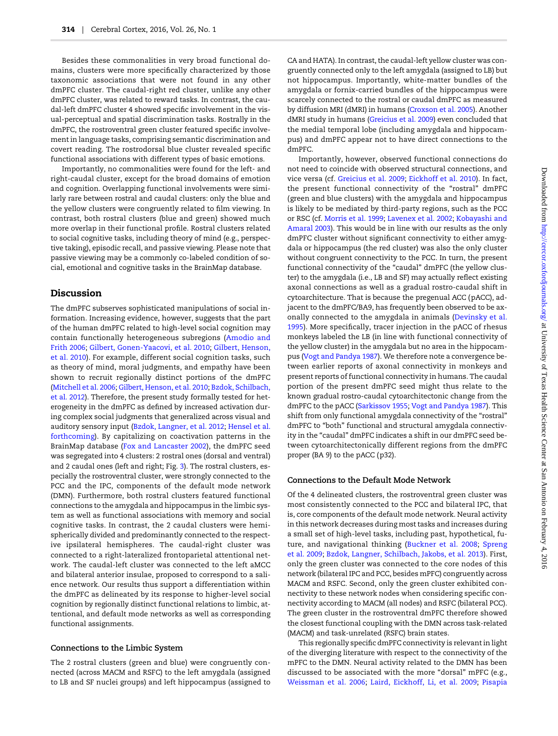Besides these commonalities in very broad functional domains, clusters were more specifically characterized by those taxonomic associations that were not found in any other dmPFC cluster. The caudal-right red cluster, unlike any other dmPFC cluster, was related to reward tasks. In contrast, the caudal-left dmPFC cluster 4 showed specific involvement in the visual-perceptual and spatial discrimination tasks. Rostrally in the dmPFC, the rostroventral green cluster featured specific involvement in language tasks, comprising semantic discrimination and covert reading. The rostrodorsal blue cluster revealed specific functional associations with different types of basic emotions.

Importantly, no commonalities were found for the left- and right-caudal cluster, except for the broad domains of emotion and cognition. Overlapping functional involvements were similarly rare between rostral and caudal clusters: only the blue and the yellow clusters were congruently related to film viewing. In contrast, both rostral clusters (blue and green) showed much more overlap in their functional profile. Rostral clusters related to social cognitive tasks, including theory of mind (e.g., perspective taking), episodic recall, and passive viewing. Please note that passive viewing may be a commonly co-labeled condition of social, emotional and cognitive tasks in the BrainMap database.

## Discussion

The dmPFC subserves sophisticated manipulations of social information. Increasing evidence, however, suggests that the part of the human dmPFC related to high-level social cognition may contain functionally heterogeneous subregions (Amodio and Frith 2006; Gilbert, Gonen-Yaacovi, et al. 2010; Gilbert, Henson, et al. 2010). For example, different social cognition tasks, such as theory of mind, moral judgments, and empathy have been shown to recruit regionally distinct portions of the dmPFC (Mitchell et al. 2006; Gilbert, Henson, et al. 2010; Bzdok, Schilbach, et al. 2012). Therefore, the present study formally tested for heterogeneity in the dmPFC as defined by increased activation during complex social judgments that generalized across visual and auditory sensory input (Bzdok, Langner, et al. 2012; Hensel et al. forthcoming). By capitalizing on coactivation patterns in the BrainMap database (Fox and Lancaster 2002), the dmPFC seed was segregated into 4 clusters: 2 rostral ones (dorsal and ventral) and 2 caudal ones (left and right; Fig. 3). The rostral clusters, especially the rostroventral cluster, were strongly connected to the PCC and the IPC, components of the default mode network (DMN). Furthermore, both rostral clusters featured functional connections to the amygdala and hippocampus in the limbic system as well as functional associations with memory and social cognitive tasks. In contrast, the 2 caudal clusters were hemispherically divided and predominantly connected to the respective ipsilateral hemispheres. The caudal-right cluster was connected to a right-lateralized frontoparietal attentional network. The caudal-left cluster was connected to the left aMCC and bilateral anterior insulae, proposed to correspond to a salience network. Our results thus support a differentiation within the dmPFC as delineated by its response to higher-level social cognition by regionally distinct functional relations to limbic, attentional, and default mode networks as well as corresponding functional assignments.

### Connections to the Limbic System

The 2 rostral clusters (green and blue) were congruently connected (across MACM and RSFC) to the left amygdala (assigned to LB and SF nuclei groups) and left hippocampus (assigned to CA and HATA). In contrast, the caudal-left yellow cluster was congruently connected only to the left amygdala (assigned to LB) but not hippocampus. Importantly, white-matter bundles of the amygdala or fornix-carried bundles of the hippocampus were scarcely connected to the rostral or caudal dmPFC as measured by diffusion MRI (dMRI) in humans (Croxson et al. 2005). Another dMRI study in humans (Greicius et al. 2009) even concluded that the medial temporal lobe (including amygdala and hippocampus) and dmPFC appear not to have direct connections to the dmPFC.

Importantly, however, observed functional connections do not need to coincide with observed structural connections, and vice versa (cf. Greicius et al. 2009; Eickhoff et al. 2010). In fact, the present functional connectivity of the "rostral" dmPFC (green and blue clusters) with the amygdala and hippocampus is likely to be mediated by third-party regions, such as the PCC or RSC (cf. Morris et al. 1999; Lavenex et al. 2002; Kobayashi and Amaral 2003). This would be in line with our results as the only dmPFC cluster without significant connectivity to either amygdala or hippocampus (the red cluster) was also the only cluster without congruent connectivity to the PCC. In turn, the present functional connectivity of the "caudal" dmPFC (the yellow cluster) to the amygdala (i.e., LB and SF) may actually reflect existing axonal connections as well as a gradual rostro-caudal shift in cytoarchitecture. That is because the pregenual ACC (pACC), adjacent to the dmPFC/BA9, has frequently been observed to be axonally connected to the amygdala in animals (Devinsky et al. 1995). More specifically, tracer injection in the pACC of rhesus monkeys labeled the LB (in line with functional connectivity of the yellow cluster) in the amygdala but no area in the hippocampus (Vogt and Pandya 1987). We therefore note a convergence between earlier reports of axonal connectivity in monkeys and present reports of functional connectivity in humans. The caudal portion of the present dmPFC seed might thus relate to the known gradual rostro-caudal cytoarchitectonic change from the dmPFC to the pACC (Sarkissov 1955; Vogt and Pandya 1987). This shift from only functional amygdala connectivity of the "rostral" dmPFC to "both" functional and structural amygdala connectivity in the "caudal" dmPFC indicates a shift in our dmPFC seed between cytoarchitectonically different regions from the dmPFC proper (BA 9) to the pACC (p32).

### Connections to the Default Mode Network

Of the 4 delineated clusters, the rostroventral green cluster was most consistently connected to the PCC and bilateral IPC, that is, core components of the default mode network. Neural activity in this network decreases during most tasks and increases during a small set of high-level tasks, including past, hypothetical, future, and navigational thinking (Buckner et al. 2008; Spreng et al. 2009; Bzdok, Langner, Schilbach, Jakobs, et al. 2013). First, only the green cluster was connected to the core nodes of this network (bilateral IPC and PCC, besides mPFC) congruently across MACM and RSFC. Second, only the green cluster exhibited connectivity to these network nodes when considering specific connectivity according to MACM (all nodes) and RSFC (bilateral PCC). The green cluster in the rostroventral dmPFC therefore showed the closest functional coupling with the DMN across task-related (MACM) and task-unrelated (RSFC) brain states.

This regionally specific dmPFC connectivity is relevant in light of the diverging literature with respect to the connectivity of the mPFC to the DMN. Neural activity related to the DMN has been discussed to be associated with the more "dorsal" mPFC (e.g., Weissman et al. 2006; Laird, Eickhoff, Li, et al. 2009; Pisapia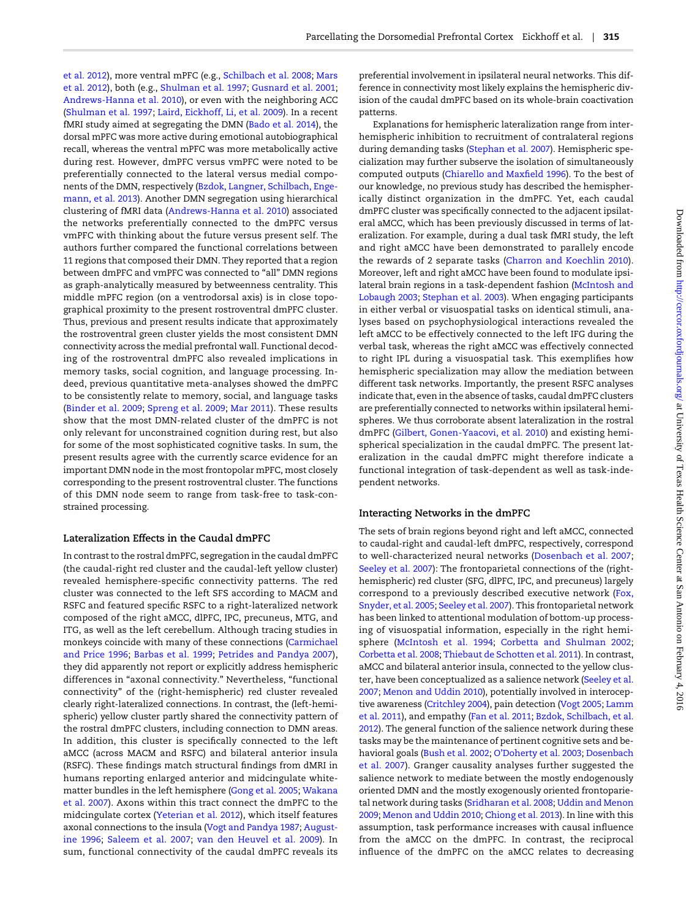et al. 2012), more ventral mPFC (e.g., Schilbach et al. 2008; Mars et al. 2012), both (e.g., Shulman et al. 1997; Gusnard et al. 2001; Andrews-Hanna et al. 2010), or even with the neighboring ACC (Shulman et al. 1997; Laird, Eickhoff, Li, et al. 2009). In a recent fMRI study aimed at segregating the DMN (Bado et al. 2014), the dorsal mPFC was more active during emotional autobiographical recall, whereas the ventral mPFC was more metabolically active during rest. However, dmPFC versus vmPFC were noted to be preferentially connected to the lateral versus medial components of the DMN, respectively (Bzdok, Langner, Schilbach, Engemann, et al. 2013). Another DMN segregation using hierarchical clustering of fMRI data (Andrews-Hanna et al. 2010) associated the networks preferentially connected to the dmPFC versus vmPFC with thinking about the future versus present self. The authors further compared the functional correlations between 11 regions that composed their DMN. They reported that a region between dmPFC and vmPFC was connected to "all" DMN regions as graph-analytically measured by betweenness centrality. This middle mPFC region (on a ventrodorsal axis) is in close topographical proximity to the present rostroventral dmPFC cluster. Thus, previous and present results indicate that approximately the rostroventral green cluster yields the most consistent DMN connectivity across the medial prefrontal wall. Functional decoding of the rostroventral dmPFC also revealed implications in memory tasks, social cognition, and language processing. Indeed, previous quantitative meta-analyses showed the dmPFC to be consistently relate to memory, social, and language tasks (Binder et al. 2009; Spreng et al. 2009; Mar 2011). These results show that the most DMN-related cluster of the dmPFC is not only relevant for unconstrained cognition during rest, but also for some of the most sophisticated cognitive tasks. In sum, the present results agree with the currently scarce evidence for an important DMN node in the most frontopolar mPFC, most closely corresponding to the present rostroventral cluster. The functions of this DMN node seem to range from task-free to task-constrained processing.

### Lateralization Effects in the Caudal dmPFC

In contrast to the rostral dmPFC, segregation in the caudal dmPFC (the caudal-right red cluster and the caudal-left yellow cluster) revealed hemisphere-specific connectivity patterns. The red cluster was connected to the left SFS according to MACM and RSFC and featured specific RSFC to a right-lateralized network composed of the right aMCC, dlPFC, IPC, precuneus, MTG, and ITG, as well as the left cerebellum. Although tracing studies in monkeys coincide with many of these connections (Carmichael and Price 1996; Barbas et al. 1999; Petrides and Pandya 2007), they did apparently not report or explicitly address hemispheric differences in "axonal connectivity." Nevertheless, "functional connectivity" of the (right-hemispheric) red cluster revealed clearly right-lateralized connections. In contrast, the (left-hemispheric) yellow cluster partly shared the connectivity pattern of the rostral dmPFC clusters, including connection to DMN areas. In addition, this cluster is specifically connected to the left aMCC (across MACM and RSFC) and bilateral anterior insula (RSFC). These findings match structural findings from dMRI in humans reporting enlarged anterior and midcingulate white-matter bundles in the left hemisphere (Gong et al. 2005; Wakana et al. 2007). Axons within this tract connect the dmPFC to the midcingulate cortex (Yeterian et al. 2012), which itself features axonal connections to the insula (Vogt and Pandya 1987; Augustine 1996; Saleem et al. 2007; van den Heuvel et al. 2009). In sum, functional connectivity of the caudal dmPFC reveals its preferential involvement in ipsilateral neural networks. This difference in connectivity most likely explains the hemispheric division of the caudal dmPFC based on its whole-brain coactivation patterns.

Explanations for hemispheric lateralization range from interhemispheric inhibition to recruitment of contralateral regions during demanding tasks (Stephan et al. 2007). Hemispheric specialization may further subserve the isolation of simultaneously computed outputs (Chiarello and Maxfield 1996). To the best of our knowledge, no previous study has described the hemispherically distinct organization in the dmPFC. Yet, each caudal dmPFC cluster was specifically connected to the adjacent ipsilateral aMCC, which has been previously discussed in terms of lateralization. For example, during a dual task fMRI study, the left and right aMCC have been demonstrated to parallely encode the rewards of 2 separate tasks (Charron and Koechlin 2010). Moreover, left and right aMCC have been found to modulate ipsilateral brain regions in a task-dependent fashion (McIntosh and Lobaugh 2003; Stephan et al. 2003). When engaging participants in either verbal or visuospatial tasks on identical stimuli, analyses based on psychophysiological interactions revealed the left aMCC to be effectively connected to the left IFG during the verbal task, whereas the right aMCC was effectively connected to right IPL during a visuospatial task. This exemplifies how hemispheric specialization may allow the mediation between different task networks. Importantly, the present RSFC analyses indicate that, even in the absence of tasks, caudal dmPFC clusters are preferentially connected to networks within ipsilateral hemispheres. We thus corroborate absent lateralization in the rostral dmPFC (Gilbert, Gonen-Yaacovi, et al. 2010) and existing hemispherical specialization in the caudal dmPFC. The present lateralization in the caudal dmPFC might therefore indicate a functional integration of task-dependent as well as task-independent networks.

### Interacting Networks in the dmPFC

The sets of brain regions beyond right and left aMCC, connected to caudal-right and caudal-left dmPFC, respectively, correspond to well-characterized neural networks (Dosenbach et al. 2007; Seeley et al. 2007): The frontoparietal connections of the (right-hemispheric) red cluster (SFG, dlPFC, IPC, and precuneus) largely correspond to a previously described executive network (Fox, Snyder, et al. 2005; Seeley et al. 2007). This frontoparietal network has been linked to attentional modulation of bottom-up processing of visuospatial information, especially in the right hemisphere (McIntosh et al. 1994; Corbetta and Shulman 2002; Corbetta et al. 2008; Thiebaut de Schotten et al. 2011). In contrast, aMCC and bilateral anterior insula, connected to the yellow cluster, have been conceptualized as a salience network (Seeley et al. 2007; Menon and Uddin 2010), potentially involved in interoceptive awareness (Critchley 2004), pain detection (Vogt 2005; Lamm et al. 2011), and empathy (Fan et al. 2011; Bzdok, Schilbach, et al. 2012). The general function of the salience network during these tasks may be the maintenance of pertinent cognitive sets and behavioral goals (Bush et al. 2002; O'Doherty et al. 2003; Dosenbach et al. 2007). Granger causality analyses further suggested the salience network to mediate between the mostly endogenously oriented DMN and the mostly exogenously oriented frontoparietal network during tasks (Sridharan et al. 2008; Uddin and Menon 2009; Menon and Uddin 2010; Chiong et al. 2013). In line with this assumption, task performance increases with causal influence from the aMCC on the dmPFC. In contrast, the reciprocal influence of the dmPFC on the aMCC relates to decreasing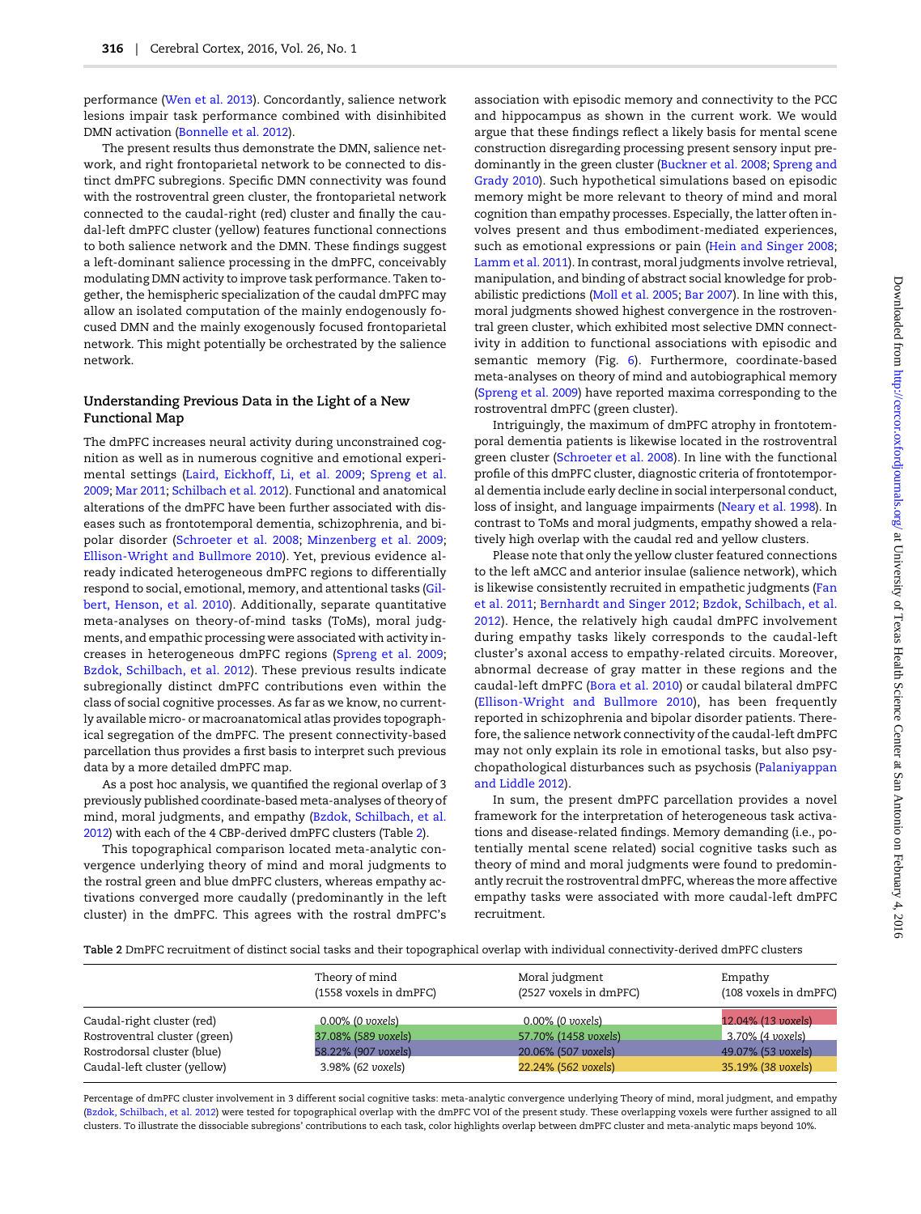performance (Wen et al. 2013). Concordantly, salience network lesions impair task performance combined with disinhibited DMN activation (Bonnelle et al. 2012).

The present results thus demonstrate the DMN, salience network, and right frontoparietal network to be connected to distinct dmPFC subregions. Specific DMN connectivity was found with the rostroventral green cluster, the frontoparietal network connected to the caudal-right (red) cluster and finally the caudal-left dmPFC cluster (yellow) features functional connections to both salience network and the DMN. These findings suggest a left-dominant salience processing in the dmPFC, conceivably modulating DMN activity to improve task performance. Taken together, the hemispheric specialization of the caudal dmPFC may allow an isolated computation of the mainly endogenously focused DMN and the mainly exogenously focused frontoparietal network. This might potentially be orchestrated by the salience network.

### Understanding Previous Data in the Light of a New Functional Map

The dmPFC increases neural activity during unconstrained cognition as well as in numerous cognitive and emotional experimental settings (Laird, Eickhoff, Li, et al. 2009; Spreng et al. 2009; Mar 2011; Schilbach et al. 2012). Functional and anatomical alterations of the dmPFC have been further associated with diseases such as frontotemporal dementia, schizophrenia, and bipolar disorder (Schroeter et al. 2008; Minzenberg et al. 2009; Ellison-Wright and Bullmore 2010). Yet, previous evidence already indicated heterogeneous dmPFC regions to differentially respond to social, emotional, memory, and attentional tasks (Gilbert, Henson, et al. 2010). Additionally, separate quantitative meta-analyses on theory-of-mind tasks (ToMs), moral judgments, and empathic processing were associated with activity increases in heterogeneous dmPFC regions (Spreng et al. 2009; Bzdok, Schilbach, et al. 2012). These previous results indicate subregionally distinct dmPFC contributions even within the class of social cognitive processes. As far as we know, no currently available micro- or macroanatomical atlas provides topographical segregation of the dmPFC. The present connectivity-based parcellation thus provides a first basis to interpret such previous data by a more detailed dmPFC map.

As a post hoc analysis, we quantified the regional overlap of 3 previously published coordinate-based meta-analyses of theory of mind, moral judgments, and empathy (Bzdok, Schilbach, et al. 2012) with each of the 4 CBP-derived dmPFC clusters (Table 2).

This topographical comparison located meta-analytic convergence underlying theory of mind and moral judgments to the rostral green and blue dmPFC clusters, whereas empathy activations converged more caudally (predominantly in the left cluster) in the dmPFC. This agrees with the rostral dmPFC's association with episodic memory and connectivity to the PCC and hippocampus as shown in the current work. We would argue that these findings reflect a likely basis for mental scene construction disregarding processing present sensory input predominantly in the green cluster (Buckner et al. 2008; Spreng and Grady 2010). Such hypothetical simulations based on episodic memory might be more relevant to theory of mind and moral cognition than empathy processes. Especially, the latter often involves present and thus embodiment-mediated experiences, such as emotional expressions or pain (Hein and Singer 2008; Lamm et al. 2011). In contrast, moral judgments involve retrieval, manipulation, and binding of abstract social knowledge for probabilistic predictions (Moll et al. 2005; Bar 2007). In line with this, moral judgments showed highest convergence in the rostroventral green cluster, which exhibited most selective DMN connectivity in addition to functional associations with episodic and semantic memory (Fig. 6). Furthermore, coordinate-based meta-analyses on theory of mind and autobiographical memory (Spreng et al. 2009) have reported maxima corresponding to the rostroventral dmPFC (green cluster).

Intriguingly, the maximum of dmPFC atrophy in frontotemporal dementia patients is likewise located in the rostroventral green cluster (Schroeter et al. 2008). In line with the functional profile of this dmPFC cluster, diagnostic criteria of frontotemporal dementia include early decline in social interpersonal conduct, loss of insight, and language impairments (Neary et al. 1998). In contrast to ToMs and moral judgments, empathy showed a relatively high overlap with the caudal red and yellow clusters.

Please note that only the yellow cluster featured connections to the left aMCC and anterior insulae (salience network), which is likewise consistently recruited in empathetic judgments (Fan et al. 2011; Bernhardt and Singer 2012; Bzdok, Schilbach, et al. 2012). Hence, the relatively high caudal dmPFC involvement during empathy tasks likely corresponds to the caudal-left cluster's axonal access to empathy-related circuits. Moreover, abnormal decrease of gray matter in these regions and the caudal-left dmPFC (Bora et al. 2010) or caudal bilateral dmPFC (Ellison-Wright and Bullmore 2010), has been frequently reported in schizophrenia and bipolar disorder patients. Therefore, the salience network connectivity of the caudal-left dmPFC may not only explain its role in emotional tasks, but also psychopathological disturbances such as psychosis (Palaniyappan and Liddle 2012).

In sum, the present dmPFC parcellation provides a novel framework for the interpretation of heterogeneous task activations and disease-related findings. Memory demanding (i.e., potentially mental scene related) social cognitive tasks such as theory of mind and moral judgments were found to predominantly recruit the rostroventral dmPFC, whereas the more affective empathy tasks were associated with more caudal-left dmPFC recruitment.

**Table 2** DmPFC recruitment of distinct social tasks and their topographical overlap with individual connectivity-derived dmPFC clusters

| | Theory of mind (1558 voxels in dmPFC) | Moral judgment (2527 voxels in dmPFC) | Empathy (108 voxels in dmPFC) |
|---|---|---|---|
| Caudal-right cluster (red) | 0.00% (0 *voxels*) | 0.00% (0 *voxels*) | 12.04% (13 *voxels*) |
| Rostroventral cluster (green) | 37.08% (589 *voxels*) | 57.70% (1458 *voxels*) | 3.70% (4 *voxels*) |
| Rostrodorsal cluster (blue) | 58.22% (907 *voxels*) | 20.06% (507 *voxels*) | 49.07% (53 *voxels*) |
| Caudal-left cluster (yellow) | 3.98% (62 *voxels*) | 22.24% (562 *voxels*) | 35.19% (38 *voxels*) |

Percentage of dmPFC cluster involvement in 3 different social cognitive tasks: meta-analytic convergence underlying Theory of mind, moral judgment, and empathy (Bzdok, Schilbach, et al. 2012) were tested for topographical overlap with the dmPFC VOI of the present study. These overlapping voxels were further assigned to all clusters. To illustrate the dissociable subregions' contributions to each task, color highlights overlap between dmPFC cluster and meta-analytic maps beyond 10%.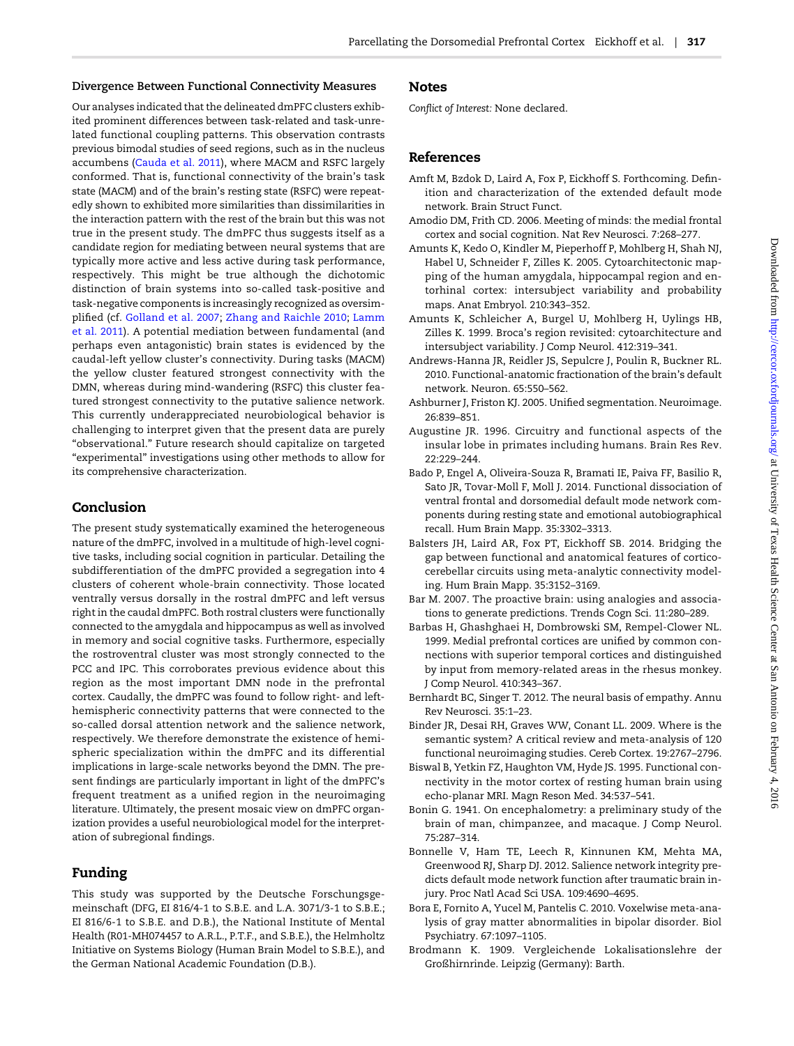### Divergence Between Functional Connectivity Measures

Our analyses indicated that the delineated dmPFC clusters exhibited prominent differences between task-related and task-unrelated functional coupling patterns. This observation contrasts previous bimodal studies of seed regions, such as in the nucleus accumbens (Cauda et al. 2011), where MACM and RSFC largely conformed. That is, functional connectivity of the brain's task state (MACM) and of the brain's resting state (RSFC) were repeatedly shown to exhibited more similarities than dissimilarities in the interaction pattern with the rest of the brain but this was not true in the present study. The dmPFC thus suggests itself as a candidate region for mediating between neural systems that are typically more active and less active during task performance, respectively. This might be true although the dichotomic distinction of brain systems into so-called task-positive and task-negative components is increasingly recognized as oversimplified (cf. Golland et al. 2007; Zhang and Raichle 2010; Lamm et al. 2011). A potential mediation between fundamental (and perhaps even antagonistic) brain states is evidenced by the caudal-left yellow cluster's connectivity. During tasks (MACM) the yellow cluster featured strongest connectivity with the DMN, whereas during mind-wandering (RSFC) this cluster featured strongest connectivity to the putative salience network. This currently underappreciated neurobiological behavior is challenging to interpret given that the present data are purely "observational." Future research should capitalize on targeted "experimental" investigations using other methods to allow for its comprehensive characterization.

## Conclusion

The present study systematically examined the heterogeneous nature of the dmPFC, involved in a multitude of high-level cognitive tasks, including social cognition in particular. Detailing the subdifferentiation of the dmPFC provided a segregation into 4 clusters of coherent whole-brain connectivity. Those located ventrally versus dorsally in the rostral dmPFC and left versus right in the caudal dmPFC. Both rostral clusters were functionally connected to the amygdala and hippocampus as well as involved in memory and social cognitive tasks. Furthermore, especially the rostroventral cluster was most strongly connected to the PCC and IPC. This corroborates previous evidence about this region as the most important DMN node in the prefrontal cortex. Caudally, the dmPFC was found to follow right- and left-hemispheric connectivity patterns that were connected to the so-called dorsal attention network and the salience network, respectively. We therefore demonstrate the existence of hemispheric specialization within the dmPFC and its differential implications in large-scale networks beyond the DMN. The present findings are particularly important in light of the dmPFC's frequent treatment as a unified region in the neuroimaging literature. Ultimately, the present mosaic view on dmPFC organization provides a useful neurobiological model for the interpretation of subregional findings.

## Funding

This study was supported by the Deutsche Forschungsgemeinschaft (DFG, EI 816/4-1 to S.B.E. and L.A. 3071/3-1 to S.B.E.; EI 816/6-1 to S.B.E. and D.B.), the National Institute of Mental Health (R01-MH074457 to A.R.L., P.T.F., and S.B.E.), the Helmholtz Initiative on Systems Biology (Human Brain Model to S.B.E.), and the German National Academic Foundation (D.B.).

## Notes

*Conflict of Interest:* None declared.

## References

Amft M, Bzdok D, Laird A, Fox P, Eickhoff S. Forthcoming. Definition and characterization of the extended default mode network. Brain Struct Funct.

Amodio DM, Frith CD. 2006. Meeting of minds: the medial frontal cortex and social cognition. Nat Rev Neurosci. 7:268–277.

Amunts K, Kedo O, Kindler M, Pieperhoff P, Mohlberg H, Shah NJ, Habel U, Schneider F, Zilles K. 2005. Cytoarchitectonic mapping of the human amygdala, hippocampal region and entorhinal cortex: intersubject variability and probability maps. Anat Embryol. 210:343–352.

Amunts K, Schleicher A, Burgel U, Mohlberg H, Uylings HB, Zilles K. 1999. Broca's region revisited: cytoarchitecture and intersubject variability. J Comp Neurol. 412:319–341.

Andrews-Hanna JR, Reidler JS, Sepulcre J, Poulin R, Buckner RL. 2010. Functional-anatomic fractionation of the brain's default network. Neuron. 65:550–562.

Ashburner J, Friston KJ. 2005. Unified segmentation. Neuroimage. 26:839–851.

Augustine JR. 1996. Circuitry and functional aspects of the insular lobe in primates including humans. Brain Res Rev. 22:229–244.

Bado P, Engel A, Oliveira-Souza R, Bramati IE, Paiva FF, Basilio R, Sato JR, Tovar-Moll F, Moll J. 2014. Functional dissociation of ventral frontal and dorsomedial default mode network components during resting state and emotional autobiographical recall. Hum Brain Mapp. 35:3302–3313.

Balsters JH, Laird AR, Fox PT, Eickhoff SB. 2014. Bridging the gap between functional and anatomical features of cortico-cerebellar circuits using meta-analytic connectivity modeling. Hum Brain Mapp. 35:3152–3169.

Bar M. 2007. The proactive brain: using analogies and associations to generate predictions. Trends Cogn Sci. 11:280–289.

Barbas H, Ghashghaei H, Dombrowski SM, Rempel-Clower NL. 1999. Medial prefrontal cortices are unified by common connections with superior temporal cortices and distinguished by input from memory-related areas in the rhesus monkey. J Comp Neurol. 410:343–367.

Bernhardt BC, Singer T. 2012. The neural basis of empathy. Annu Rev Neurosci. 35:1–23.

Binder JR, Desai RH, Graves WW, Conant LL. 2009. Where is the semantic system? A critical review and meta-analysis of 120 functional neuroimaging studies. Cereb Cortex. 19:2767–2796.

Biswal B, Yetkin FZ, Haughton VM, Hyde JS. 1995. Functional connectivity in the motor cortex of resting human brain using echo-planar MRI. Magn Reson Med. 34:537–541.

Bonin G. 1941. On encephalometry: a preliminary study of the brain of man, chimpanzee, and macaque. J Comp Neurol. 75:287–314.

Bonnelle V, Ham TE, Leech R, Kinnunen KM, Mehta MA, Greenwood RJ, Sharp DJ. 2012. Salience network integrity predicts default mode network function after traumatic brain injury. Proc Natl Acad Sci USA. 109:4690–4695.

Bora E, Fornito A, Yucel M, Pantelis C. 2010. Voxelwise meta-analysis of gray matter abnormalities in bipolar disorder. Biol Psychiatry. 67:1097–1105.

Brodmann K. 1909. Vergleichende Lokalisationslehre der Großhirnrinde. Leipzig (Germany): Barth.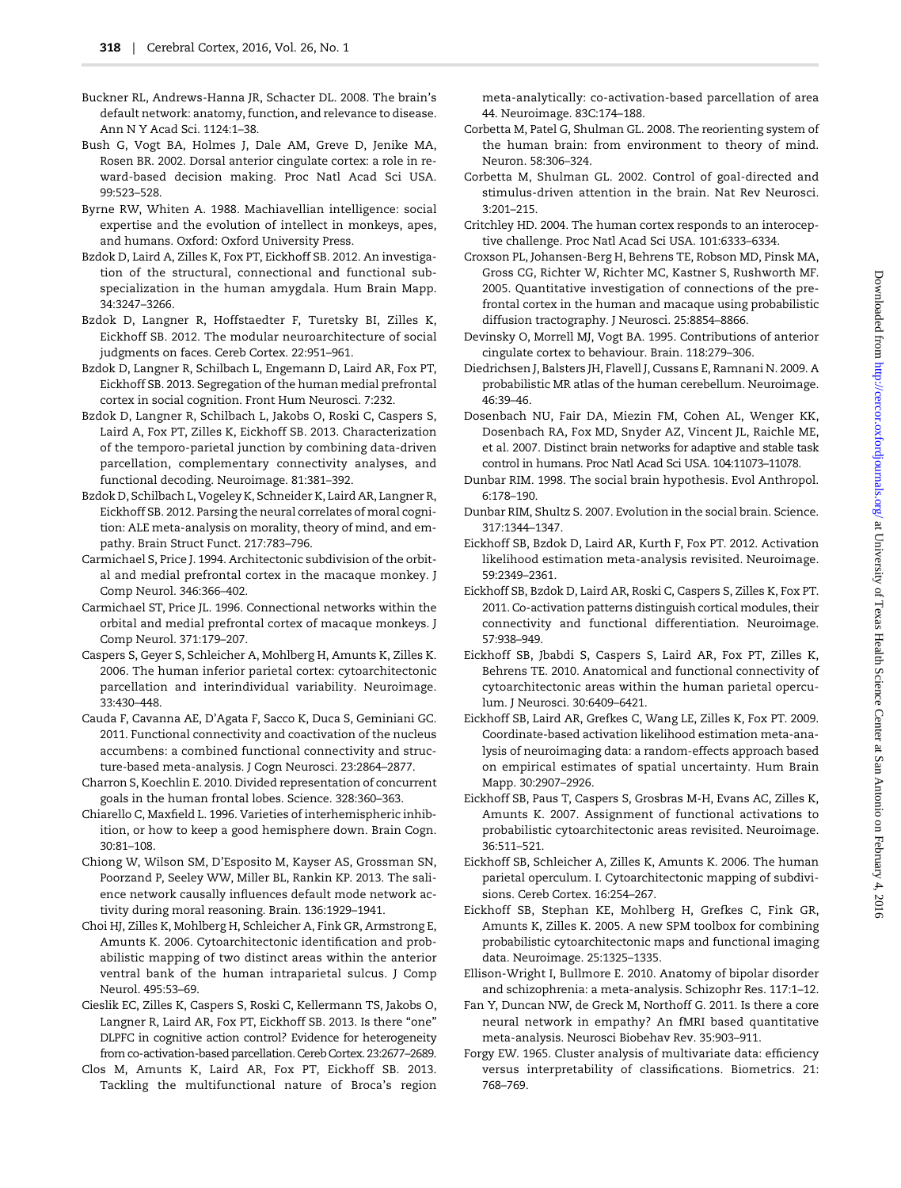Buckner RL, Andrews-Hanna JR, Schacter DL. 2008. The brain's default network: anatomy, function, and relevance to disease. Ann N Y Acad Sci. 1124:1–38.

Bush G, Vogt BA, Holmes J, Dale AM, Greve D, Jenike MA, Rosen BR. 2002. Dorsal anterior cingulate cortex: a role in reward-based decision making. Proc Natl Acad Sci USA. 99:523–528.

Byrne RW, Whiten A. 1988. Machiavellian intelligence: social expertise and the evolution of intellect in monkeys, apes, and humans. Oxford: Oxford University Press.

Bzdok D, Laird A, Zilles K, Fox PT, Eickhoff SB. 2012. An investigation of the structural, connectional and functional subspecialization in the human amygdala. Hum Brain Mapp. 34:3247–3266.

Bzdok D, Langner R, Hoffstaedter F, Turetsky BI, Zilles K, Eickhoff SB. 2012. The modular neuroarchitecture of social judgments on faces. Cereb Cortex. 22:951–961.

Bzdok D, Langner R, Schilbach L, Engemann D, Laird AR, Fox PT, Eickhoff SB. 2013. Segregation of the human medial prefrontal cortex in social cognition. Front Hum Neurosci. 7:232.

Bzdok D, Langner R, Schilbach L, Jakobs O, Roski C, Caspers S, Laird A, Fox PT, Zilles K, Eickhoff SB. 2013. Characterization of the temporo-parietal junction by combining data-driven parcellation, complementary connectivity analyses, and functional decoding. Neuroimage. 81:381–392.

Bzdok D, Schilbach L, Vogeley K, Schneider K, Laird AR, Langner R, Eickhoff SB. 2012. Parsing the neural correlates of moral cognition: ALE meta-analysis on morality, theory of mind, and empathy. Brain Struct Funct. 217:783–796.

Carmichael S, Price J. 1994. Architectonic subdivision of the orbital and medial prefrontal cortex in the macaque monkey. J Comp Neurol. 346:366–402.

Carmichael ST, Price JL. 1996. Connectional networks within the orbital and medial prefrontal cortex of macaque monkeys. J Comp Neurol. 371:179–207.

Caspers S, Geyer S, Schleicher A, Mohlberg H, Amunts K, Zilles K. 2006. The human inferior parietal cortex: cytoarchitectonic parcellation and interindividual variability. Neuroimage. 33:430–448.

Cauda F, Cavanna AE, D'Agata F, Sacco K, Duca S, Geminiani GC. 2011. Functional connectivity and coactivation of the nucleus accumbens: a combined functional connectivity and structure-based meta-analysis. J Cogn Neurosci. 23:2864–2877.

Charron S, Koechlin E. 2010. Divided representation of concurrent goals in the human frontal lobes. Science. 328:360–363.

Chiarello C, Maxfield L. 1996. Varieties of interhemispheric inhibition, or how to keep a good hemisphere down. Brain Cogn. 30:81–108.

Chiong W, Wilson SM, D'Esposito M, Kayser AS, Grossman SN, Poorzand P, Seeley WW, Miller BL, Rankin KP. 2013. The salience network causally influences default mode network activity during moral reasoning. Brain. 136:1929–1941.

Choi HJ, Zilles K, Mohlberg H, Schleicher A, Fink GR, Armstrong E, Amunts K. 2006. Cytoarchitectonic identification and probabilistic mapping of two distinct areas within the anterior ventral bank of the human intraparietal sulcus. J Comp Neurol. 495:53–69.

Cieslik EC, Zilles K, Caspers S, Roski C, Kellermann TS, Jakobs O, Langner R, Laird AR, Fox PT, Eickhoff SB. 2013. Is there "one" DLPFC in cognitive action control? Evidence for heterogeneity from co-activation-based parcellation. Cereb Cortex. 23:2677–2689.

Clos M, Amunts K, Laird AR, Fox PT, Eickhoff SB. 2013. Tackling the multifunctional nature of Broca's region meta-analytically: co-activation-based parcellation of area 44. Neuroimage. 83C:174–188.

Corbetta M, Patel G, Shulman GL. 2008. The reorienting system of the human brain: from environment to theory of mind. Neuron. 58:306–324.

Corbetta M, Shulman GL. 2002. Control of goal-directed and stimulus-driven attention in the brain. Nat Rev Neurosci. 3:201–215.

Critchley HD. 2004. The human cortex responds to an interoceptive challenge. Proc Natl Acad Sci USA. 101:6333–6334.

Croxson PL, Johansen-Berg H, Behrens TE, Robson MD, Pinsk MA, Gross CG, Richter W, Richter MC, Kastner S, Rushworth MF. 2005. Quantitative investigation of connections of the prefrontal cortex in the human and macaque using probabilistic diffusion tractography. J Neurosci. 25:8854–8866.

Devinsky O, Morrell MJ, Vogt BA. 1995. Contributions of anterior cingulate cortex to behaviour. Brain. 118:279–306.

Diedrichsen J, Balsters JH, Flavell J, Cussans E, Ramnani N. 2009. A probabilistic MR atlas of the human cerebellum. Neuroimage. 46:39–46.

Dosenbach NU, Fair DA, Miezin FM, Cohen AL, Wenger KK, Dosenbach RA, Fox MD, Snyder AZ, Vincent JL, Raichle ME, et al. 2007. Distinct brain networks for adaptive and stable task control in humans. Proc Natl Acad Sci USA. 104:11073–11078.

Dunbar RIM. 1998. The social brain hypothesis. Evol Anthropol. 6:178–190.

Dunbar RIM, Shultz S. 2007. Evolution in the social brain. Science. 317:1344–1347.

Eickhoff SB, Bzdok D, Laird AR, Kurth F, Fox PT. 2012. Activation likelihood estimation meta-analysis revisited. Neuroimage. 59:2349–2361.

Eickhoff SB, Bzdok D, Laird AR, Roski C, Caspers S, Zilles K, Fox PT. 2011. Co-activation patterns distinguish cortical modules, their connectivity and functional differentiation. Neuroimage. 57:938–949.

Eickhoff SB, Jbabdi S, Caspers S, Laird AR, Fox PT, Zilles K, Behrens TE. 2010. Anatomical and functional connectivity of cytoarchitectonic areas within the human parietal operculum. J Neurosci. 30:6409–6421.

Eickhoff SB, Laird AR, Grefkes C, Wang LE, Zilles K, Fox PT. 2009. Coordinate-based activation likelihood estimation meta-analysis of neuroimaging data: a random-effects approach based on empirical estimates of spatial uncertainty. Hum Brain Mapp. 30:2907–2926.

Eickhoff SB, Paus T, Caspers S, Grosbras M-H, Evans AC, Zilles K, Amunts K. 2007. Assignment of functional activations to probabilistic cytoarchitectonic areas revisited. Neuroimage. 36:511–521.

Eickhoff SB, Schleicher A, Zilles K, Amunts K. 2006. The human parietal operculum. I. Cytoarchitectonic mapping of subdivisions. Cereb Cortex. 16:254–267.

Eickhoff SB, Stephan KE, Mohlberg H, Grefkes C, Fink GR, Amunts K, Zilles K. 2005. A new SPM toolbox for combining probabilistic cytoarchitectonic maps and functional imaging data. Neuroimage. 25:1325–1335.

Ellison-Wright I, Bullmore E. 2010. Anatomy of bipolar disorder and schizophrenia: a meta-analysis. Schizophr Res. 117:1–12.

Fan Y, Duncan NW, de Greck M, Northoff G. 2011. Is there a core neural network in empathy? An fMRI based quantitative meta-analysis. Neurosci Biobehav Rev. 35:903–911.

Forgy EW. 1965. Cluster analysis of multivariate data: efficiency versus interpretability of classifications. Biometrics. 21: 768–769.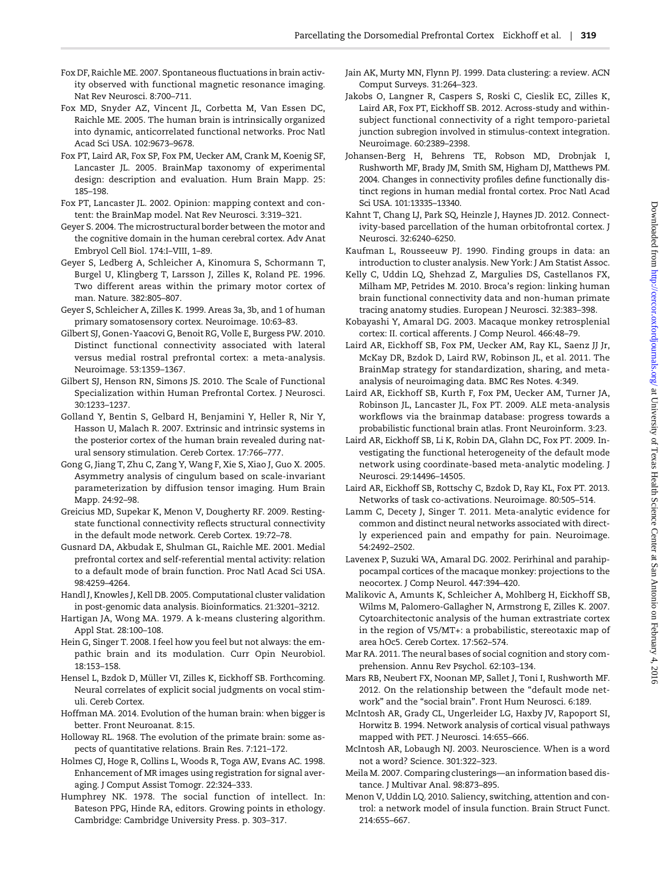Fox DF, Raichle ME. 2007. Spontaneous fluctuations in brain activity observed with functional magnetic resonance imaging. Nat Rev Neurosci. 8:700–711.

Fox MD, Snyder AZ, Vincent JL, Corbetta M, Van Essen DC, Raichle ME. 2005. The human brain is intrinsically organized into dynamic, anticorrelated functional networks. Proc Natl Acad Sci USA. 102:9673–9678.

Fox PT, Laird AR, Fox SP, Fox PM, Uecker AM, Crank M, Koenig SF, Lancaster JL. 2005. BrainMap taxonomy of experimental design: description and evaluation. Hum Brain Mapp. 25: 185–198.

Fox PT, Lancaster JL. 2002. Opinion: mapping context and content: the BrainMap model. Nat Rev Neurosci. 3:319–321.

Geyer S. 2004. The microstructural border between the motor and the cognitive domain in the human cerebral cortex. Adv Anat Embryol Cell Biol. 174:I–VIII, 1–89.

Geyer S, Ledberg A, Schleicher A, Kinomura S, Schormann T, Burgel U, Klingberg T, Larsson J, Zilles K, Roland PE. 1996. Two different areas within the primary motor cortex of man. Nature. 382:805–807.

Geyer S, Schleicher A, Zilles K. 1999. Areas 3a, 3b, and 1 of human primary somatosensory cortex. Neuroimage. 10:63–83.

Gilbert SJ, Gonen-Yaacovi G, Benoit RG, Volle E, Burgess PW. 2010. Distinct functional connectivity associated with lateral versus medial rostral prefrontal cortex: a meta-analysis. Neuroimage. 53:1359–1367.

Gilbert SJ, Henson RN, Simons JS. 2010. The Scale of Functional Specialization within Human Prefrontal Cortex. J Neurosci. 30:1233–1237.

Golland Y, Bentin S, Gelbard H, Benjamini Y, Heller R, Nir Y, Hasson U, Malach R. 2007. Extrinsic and intrinsic systems in the posterior cortex of the human brain revealed during natural sensory stimulation. Cereb Cortex. 17:766–777.

Gong G, Jiang T, Zhu C, Zang Y, Wang F, Xie S, Xiao J, Guo X. 2005. Asymmetry analysis of cingulum based on scale-invariant parameterization by diffusion tensor imaging. Hum Brain Mapp. 24:92–98.

Greicius MD, Supekar K, Menon V, Dougherty RF. 2009. Resting-state functional connectivity reflects structural connectivity in the default mode network. Cereb Cortex. 19:72–78.

Gusnard DA, Akbudak E, Shulman GL, Raichle ME. 2001. Medial prefrontal cortex and self-referential mental activity: relation to a default mode of brain function. Proc Natl Acad Sci USA. 98:4259–4264.

Handl J, Knowles J, Kell DB. 2005. Computational cluster validation in post-genomic data analysis. Bioinformatics. 21:3201–3212.

Hartigan JA, Wong MA. 1979. A k-means clustering algorithm. Appl Stat. 28:100–108.

Hein G, Singer T. 2008. I feel how you feel but not always: the empathic brain and its modulation. Curr Opin Neurobiol. 18:153–158.

Hensel L, Bzdok D, Müller VI, Zilles K, Eickhoff SB. Forthcoming. Neural correlates of explicit social judgments on vocal stimuli. Cereb Cortex.

Hoffman MA. 2014. Evolution of the human brain: when bigger is better. Front Neuroanat. 8:15.

Holloway RL. 1968. The evolution of the primate brain: some aspects of quantitative relations. Brain Res. 7:121–172.

Holmes CJ, Hoge R, Collins L, Woods R, Toga AW, Evans AC. 1998. Enhancement of MR images using registration for signal averaging. J Comput Assist Tomogr. 22:324–333.

Humphrey NK. 1978. The social function of intellect. In: Bateson PPG, Hinde RA, editors. Growing points in ethology. Cambridge: Cambridge University Press. p. 303–317.

Jain AK, Murty MN, Flynn PJ. 1999. Data clustering: a review. ACN Comput Surveys. 31:264–323.

Jakobs O, Langner R, Caspers S, Roski C, Cieslik EC, Zilles K, Laird AR, Fox PT, Eickhoff SB. 2012. Across-study and within-subject functional connectivity of a right temporo-parietal junction subregion involved in stimulus-context integration. Neuroimage. 60:2389–2398.

Johansen-Berg H, Behrens TE, Robson MD, Drobnjak I, Rushworth MF, Brady JM, Smith SM, Higham DJ, Matthews PM. 2004. Changes in connectivity profiles define functionally distinct regions in human medial frontal cortex. Proc Natl Acad Sci USA. 101:13335–13340.

Kahnt T, Chang LJ, Park SQ, Heinzle J, Haynes JD. 2012. Connectivity-based parcellation of the human orbitofrontal cortex. J Neurosci. 32:6240–6250.

Kaufman L, Rousseeuw PJ. 1990. Finding groups in data: an introduction to cluster analysis. New York: J Am Statist Assoc.

Kelly C, Uddin LQ, Shehzad Z, Margulies DS, Castellanos FX, Milham MP, Petrides M. 2010. Broca's region: linking human brain functional connectivity data and non-human primate tracing anatomy studies. European J Neurosci. 32:383–398.

Kobayashi Y, Amaral DG. 2003. Macaque monkey retrosplenial cortex: II. cortical afferents. J Comp Neurol. 466:48–79.

Laird AR, Eickhoff SB, Fox PM, Uecker AM, Ray KL, Saenz JJ Jr, McKay DR, Bzdok D, Laird RW, Robinson JL, et al. 2011. The BrainMap strategy for standardization, sharing, and meta-analysis of neuroimaging data. BMC Res Notes. 4:349.

Laird AR, Eickhoff SB, Kurth F, Fox PM, Uecker AM, Turner JA, Robinson JL, Lancaster JL, Fox PT. 2009. ALE meta-analysis workflows via the brainmap database: progress towards a probabilistic functional brain atlas. Front Neuroinform. 3:23.

Laird AR, Eickhoff SB, Li K, Robin DA, Glahn DC, Fox PT. 2009. Investigating the functional heterogeneity of the default mode network using coordinate-based meta-analytic modeling. J Neurosci. 29:14496–14505.

Laird AR, Eickhoff SB, Rottschy C, Bzdok D, Ray KL, Fox PT. 2013. Networks of task co-activations. Neuroimage. 80:505–514.

Lamm C, Decety J, Singer T. 2011. Meta-analytic evidence for common and distinct neural networks associated with directly experienced pain and empathy for pain. Neuroimage. 54:2492–2502.

Lavenex P, Suzuki WA, Amaral DG. 2002. Perirhinal and parahippocampal cortices of the macaque monkey: projections to the neocortex. J Comp Neurol. 447:394–420.

Malikovic A, Amunts K, Schleicher A, Mohlberg H, Eickhoff SB, Wilms M, Palomero-Gallagher N, Armstrong E, Zilles K. 2007. Cytoarchitectonic analysis of the human extrastriate cortex in the region of V5/MT+: a probabilistic, stereotaxic map of area hOc5. Cereb Cortex. 17:562–574.

Mar RA. 2011. The neural bases of social cognition and story comprehension. Annu Rev Psychol. 62:103–134.

Mars RB, Neubert FX, Noonan MP, Sallet J, Toni I, Rushworth MF. 2012. On the relationship between the "default mode network" and the "social brain". Front Hum Neurosci. 6:189.

McIntosh AR, Grady CL, Ungerleider LG, Haxby JV, Rapoport SI, Horwitz B. 1994. Network analysis of cortical visual pathways mapped with PET. J Neurosci. 14:655–666.

McIntosh AR, Lobaugh NJ. 2003. Neuroscience. When is a word not a word? Science. 301:322–323.

Meila M. 2007. Comparing clusterings—an information based distance. J Multivar Anal. 98:873–895.

Menon V, Uddin LQ. 2010. Saliency, switching, attention and control: a network model of insula function. Brain Struct Funct. 214:655–667.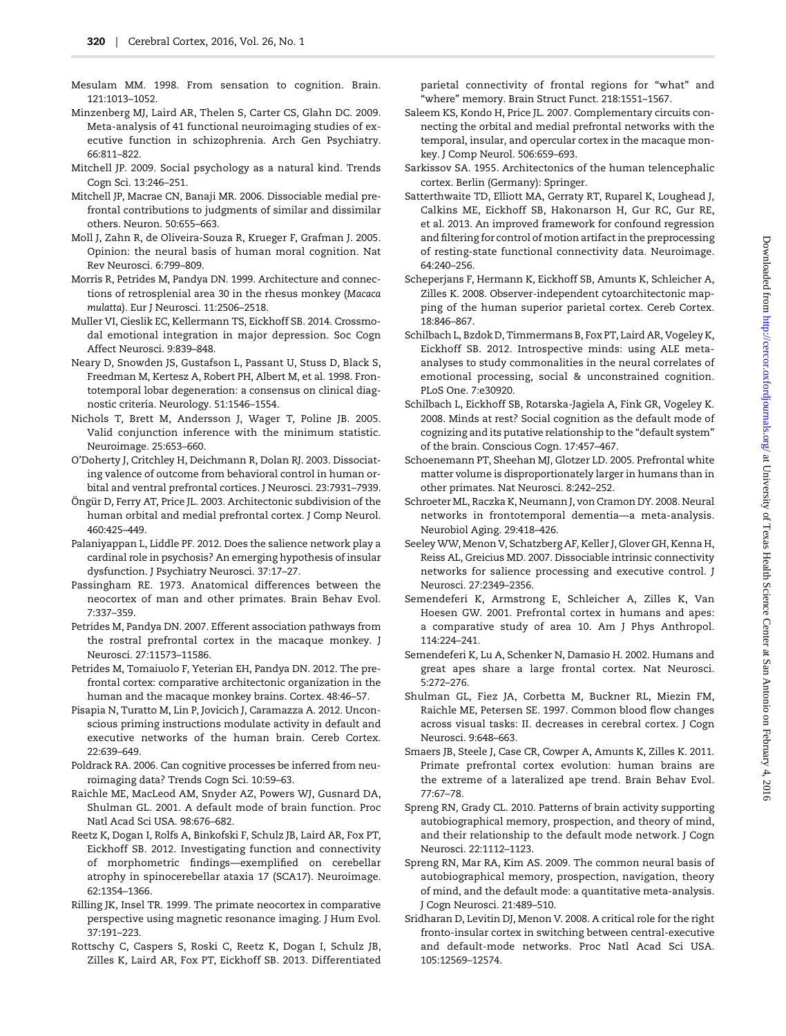Mesulam MM. 1998. From sensation to cognition. Brain. 121:1013–1052.

Minzenberg MJ, Laird AR, Thelen S, Carter CS, Glahn DC. 2009. Meta-analysis of 41 functional neuroimaging studies of executive function in schizophrenia. Arch Gen Psychiatry. 66:811–822.

Mitchell JP. 2009. Social psychology as a natural kind. Trends Cogn Sci. 13:246–251.

Mitchell JP, Macrae CN, Banaji MR. 2006. Dissociable medial prefrontal contributions to judgments of similar and dissimilar others. Neuron. 50:655–663.

Moll J, Zahn R, de Oliveira-Souza R, Krueger F, Grafman J. 2005. Opinion: the neural basis of human moral cognition. Nat Rev Neurosci. 6:799–809.

Morris R, Petrides M, Pandya DN. 1999. Architecture and connections of retrosplenial area 30 in the rhesus monkey (*Macaca mulatta*). Eur J Neurosci. 11:2506–2518.

Muller VI, Cieslik EC, Kellermann TS, Eickhoff SB. 2014. Crossmodal emotional integration in major depression. Soc Cogn Affect Neurosci. 9:839–848.

Neary D, Snowden JS, Gustafson L, Passant U, Stuss D, Black S, Freedman M, Kertesz A, Robert PH, Albert M, et al. 1998. Frontotemporal lobar degeneration: a consensus on clinical diagnostic criteria. Neurology. 51:1546–1554.

Nichols T, Brett M, Andersson J, Wager T, Poline JB. 2005. Valid conjunction inference with the minimum statistic. Neuroimage. 25:653–660.

O'Doherty J, Critchley H, Deichmann R, Dolan RJ. 2003. Dissociating valence of outcome from behavioral control in human orbital and ventral prefrontal cortices. J Neurosci. 23:7931–7939.

Öngür D, Ferry AT, Price JL. 2003. Architectonic subdivision of the human orbital and medial prefrontal cortex. J Comp Neurol. 460:425–449.

Palaniyappan L, Liddle PF. 2012. Does the salience network play a cardinal role in psychosis? An emerging hypothesis of insular dysfunction. J Psychiatry Neurosci. 37:17–27.

Passingham RE. 1973. Anatomical differences between the neocortex of man and other primates. Brain Behav Evol. 7:337–359.

Petrides M, Pandya DN. 2007. Efferent association pathways from the rostral prefrontal cortex in the macaque monkey. J Neurosci. 27:11573–11586.

Petrides M, Tomaiuolo F, Yeterian EH, Pandya DN. 2012. The prefrontal cortex: comparative architectonic organization in the human and the macaque monkey brains. Cortex. 48:46–57.

Pisapia N, Turatto M, Lin P, Jovicich J, Caramazza A. 2012. Unconscious priming instructions modulate activity in default and executive networks of the human brain. Cereb Cortex. 22:639–649.

Poldrack RA. 2006. Can cognitive processes be inferred from neuroimaging data? Trends Cogn Sci. 10:59–63.

Raichle ME, MacLeod AM, Snyder AZ, Powers WJ, Gusnard DA, Shulman GL. 2001. A default mode of brain function. Proc Natl Acad Sci USA. 98:676–682.

Reetz K, Dogan I, Rolfs A, Binkofski F, Schulz JB, Laird AR, Fox PT, Eickhoff SB. 2012. Investigating function and connectivity of morphometric findings—exemplified on cerebellar atrophy in spinocerebellar ataxia 17 (SCA17). Neuroimage. 62:1354–1366.

Rilling JK, Insel TR. 1999. The primate neocortex in comparative perspective using magnetic resonance imaging. J Hum Evol. 37:191–223.

Rottschy C, Caspers S, Roski C, Reetz K, Dogan I, Schulz JB, Zilles K, Laird AR, Fox PT, Eickhoff SB. 2013. Differentiated parietal connectivity of frontal regions for "what" and "where" memory. Brain Struct Funct. 218:1551–1567.

Saleem KS, Kondo H, Price JL. 2007. Complementary circuits connecting the orbital and medial prefrontal networks with the temporal, insular, and opercular cortex in the macaque monkey. J Comp Neurol. 506:659–693.

Sarkissov SA. 1955. Architectonics of the human telencephalic cortex. Berlin (Germany): Springer.

Satterthwaite TD, Elliott MA, Gerraty RT, Ruparel K, Loughead J, Calkins ME, Eickhoff SB, Hakonarson H, Gur RC, Gur RE, et al. 2013. An improved framework for confound regression and filtering for control of motion artifact in the preprocessing of resting-state functional connectivity data. Neuroimage. 64:240–256.

Scheperjans F, Hermann K, Eickhoff SB, Amunts K, Schleicher A, Zilles K. 2008. Observer-independent cytoarchitectonic mapping of the human superior parietal cortex. Cereb Cortex. 18:846–867.

Schilbach L, Bzdok D, Timmermans B, Fox PT, Laird AR, Vogeley K, Eickhoff SB. 2012. Introspective minds: using ALE meta-analyses to study commonalities in the neural correlates of emotional processing, social & unconstrained cognition. PLoS One. 7:e30920.

Schilbach L, Eickhoff SB, Rotarska-Jagiela A, Fink GR, Vogeley K. 2008. Minds at rest? Social cognition as the default mode of cognizing and its putative relationship to the "default system" of the brain. Conscious Cogn. 17:457–467.

Schoenemann PT, Sheehan MJ, Glotzer LD. 2005. Prefrontal white matter volume is disproportionately larger in humans than in other primates. Nat Neurosci. 8:242–252.

Schroeter ML, Raczka K, Neumann J, von Cramon DY. 2008. Neural networks in frontotemporal dementia—a meta-analysis. Neurobiol Aging. 29:418–426.

Seeley WW, Menon V, Schatzberg AF, Keller J, Glover GH, Kenna H, Reiss AL, Greicius MD. 2007. Dissociable intrinsic connectivity networks for salience processing and executive control. J Neurosci. 27:2349–2356.

Semendeferi K, Armstrong E, Schleicher A, Zilles K, Van Hoesen GW. 2001. Prefrontal cortex in humans and apes: a comparative study of area 10. Am J Phys Anthropol. 114:224–241.

Semendeferi K, Lu A, Schenker N, Damasio H. 2002. Humans and great apes share a large frontal cortex. Nat Neurosci. 5:272–276.

Shulman GL, Fiez JA, Corbetta M, Buckner RL, Miezin FM, Raichle ME, Petersen SE. 1997. Common blood flow changes across visual tasks: II. decreases in cerebral cortex. J Cogn Neurosci. 9:648–663.

Smaers JB, Steele J, Case CR, Cowper A, Amunts K, Zilles K. 2011. Primate prefrontal cortex evolution: human brains are the extreme of a lateralized ape trend. Brain Behav Evol. 77:67–78.

Spreng RN, Grady CL. 2010. Patterns of brain activity supporting autobiographical memory, prospection, and theory of mind, and their relationship to the default mode network. J Cogn Neurosci. 22:1112–1123.

Spreng RN, Mar RA, Kim AS. 2009. The common neural basis of autobiographical memory, prospection, navigation, theory of mind, and the default mode: a quantitative meta-analysis. J Cogn Neurosci. 21:489–510.

Sridharan D, Levitin DJ, Menon V. 2008. A critical role for the right fronto-insular cortex in switching between central-executive and default-mode networks. Proc Natl Acad Sci USA. 105:12569–12574.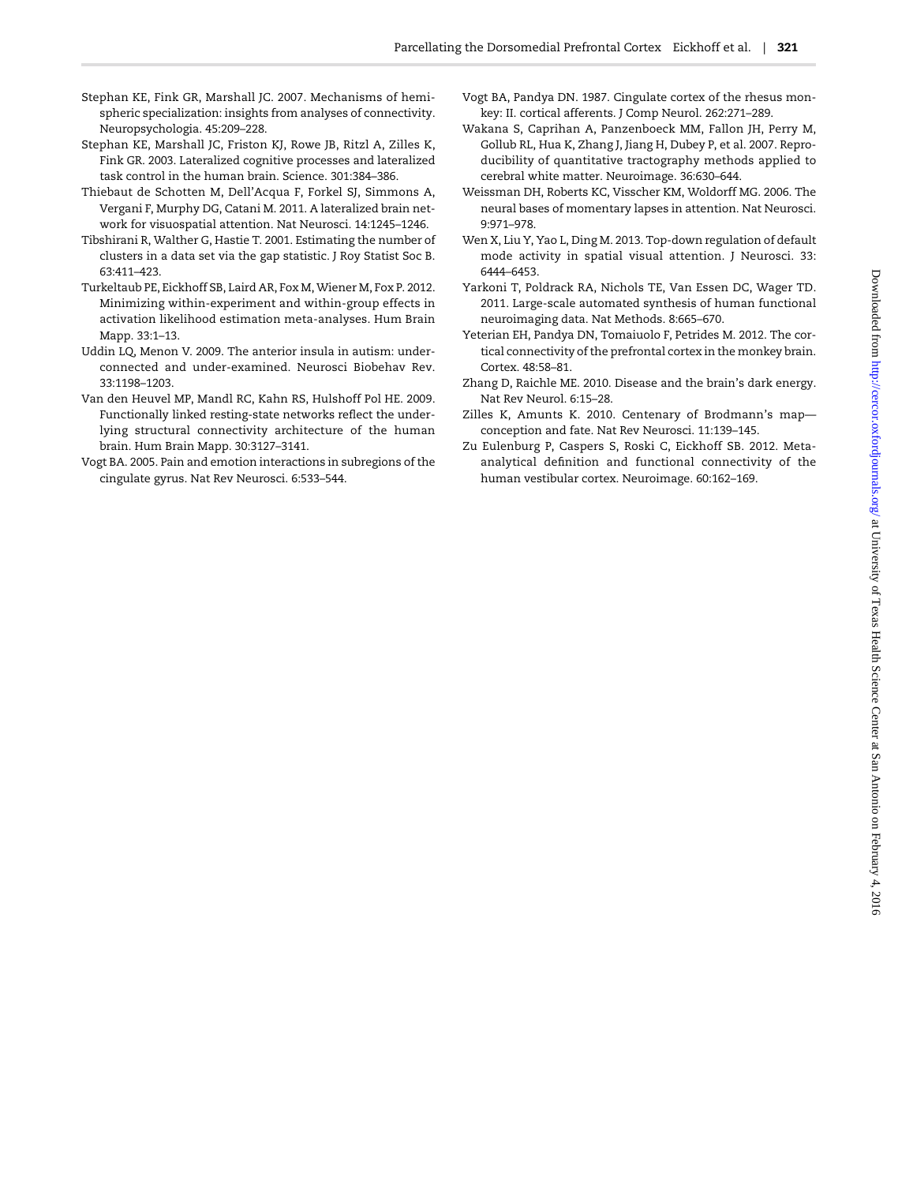Stephan KE, Fink GR, Marshall JC. 2007. Mechanisms of hemispheric specialization: insights from analyses of connectivity. Neuropsychologia. 45:209–228.

Stephan KE, Marshall JC, Friston KJ, Rowe JB, Ritzl A, Zilles K, Fink GR. 2003. Lateralized cognitive processes and lateralized task control in the human brain. Science. 301:384–386.

Thiebaut de Schotten M, Dell'Acqua F, Forkel SJ, Simmons A, Vergani F, Murphy DG, Catani M. 2011. A lateralized brain network for visuospatial attention. Nat Neurosci. 14:1245–1246.

Tibshirani R, Walther G, Hastie T. 2001. Estimating the number of clusters in a data set via the gap statistic. J Roy Statist Soc B. 63:411–423.

Turkeltaub PE, Eickhoff SB, Laird AR, Fox M, Wiener M, Fox P. 2012. Minimizing within-experiment and within-group effects in activation likelihood estimation meta-analyses. Hum Brain Mapp. 33:1–13.

Uddin LQ, Menon V. 2009. The anterior insula in autism: under-connected and under-examined. Neurosci Biobehav Rev. 33:1198–1203.

Van den Heuvel MP, Mandl RC, Kahn RS, Hulshoff Pol HE. 2009. Functionally linked resting-state networks reflect the underlying structural connectivity architecture of the human brain. Hum Brain Mapp. 30:3127–3141.

Vogt BA. 2005. Pain and emotion interactions in subregions of the cingulate gyrus. Nat Rev Neurosci. 6:533–544.

Vogt BA, Pandya DN. 1987. Cingulate cortex of the rhesus monkey: II. cortical afferents. J Comp Neurol. 262:271–289.

Wakana S, Caprihan A, Panzenboeck MM, Fallon JH, Perry M, Gollub RL, Hua K, Zhang J, Jiang H, Dubey P, et al. 2007. Reproducibility of quantitative tractography methods applied to cerebral white matter. Neuroimage. 36:630–644.

Weissman DH, Roberts KC, Visscher KM, Woldorff MG. 2006. The neural bases of momentary lapses in attention. Nat Neurosci. 9:971–978.

Wen X, Liu Y, Yao L, Ding M. 2013. Top-down regulation of default mode activity in spatial visual attention. J Neurosci. 33: 6444–6453.

Yarkoni T, Poldrack RA, Nichols TE, Van Essen DC, Wager TD. 2011. Large-scale automated synthesis of human functional neuroimaging data. Nat Methods. 8:665–670.

Yeterian EH, Pandya DN, Tomaiuolo F, Petrides M. 2012. The cortical connectivity of the prefrontal cortex in the monkey brain. Cortex. 48:58–81.

Zhang D, Raichle ME. 2010. Disease and the brain's dark energy. Nat Rev Neurol. 6:15–28.

Zilles K, Amunts K. 2010. Centenary of Brodmann's map—conception and fate. Nat Rev Neurosci. 11:139–145.

Zu Eulenburg P, Caspers S, Roski C, Eickhoff SB. 2012. Meta-analytical definition and functional connectivity of the human vestibular cortex. Neuroimage. 60:162–169.